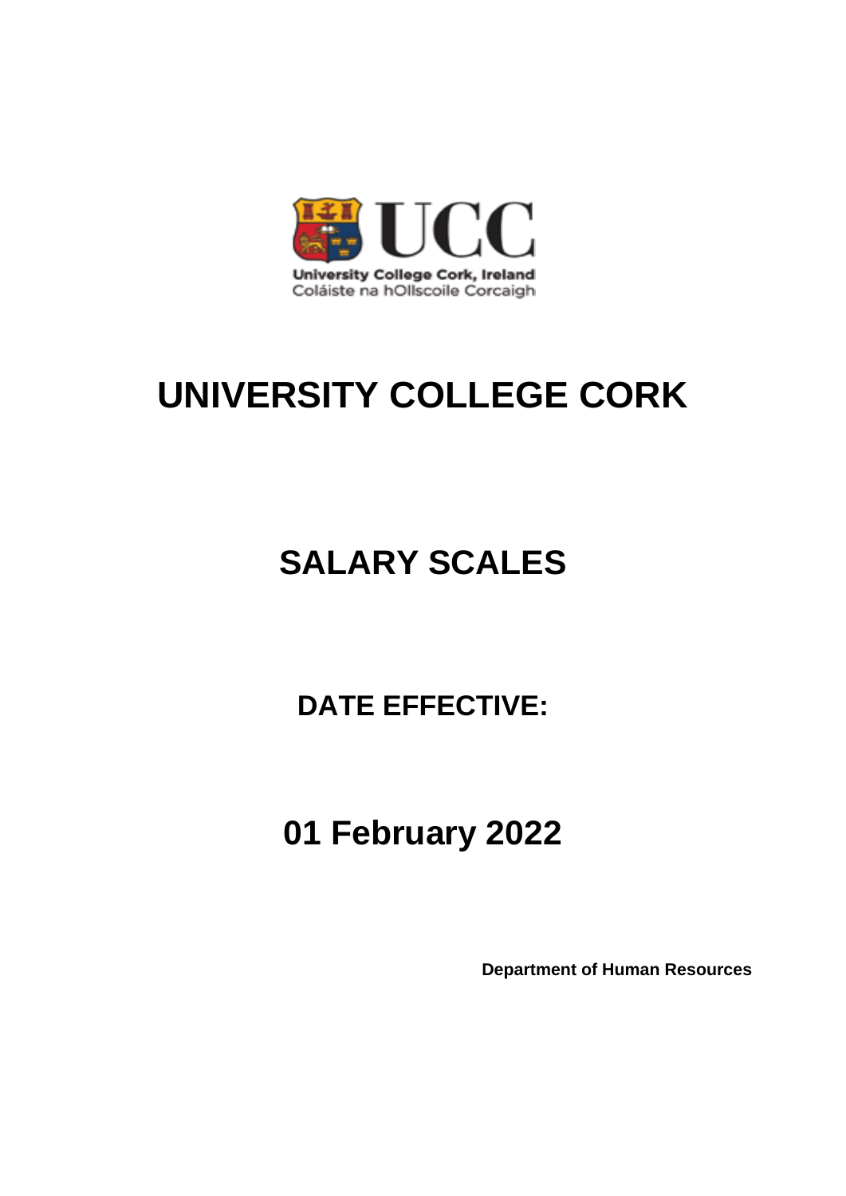University College Cork, Ireland
Coláiste na hOllscoile Corcaigh

# UNIVERSITY COLLEGE CORK

## SALARY SCALES

### DATE EFFECTIVE:

## 01 February 2022

**Department of Human Resources**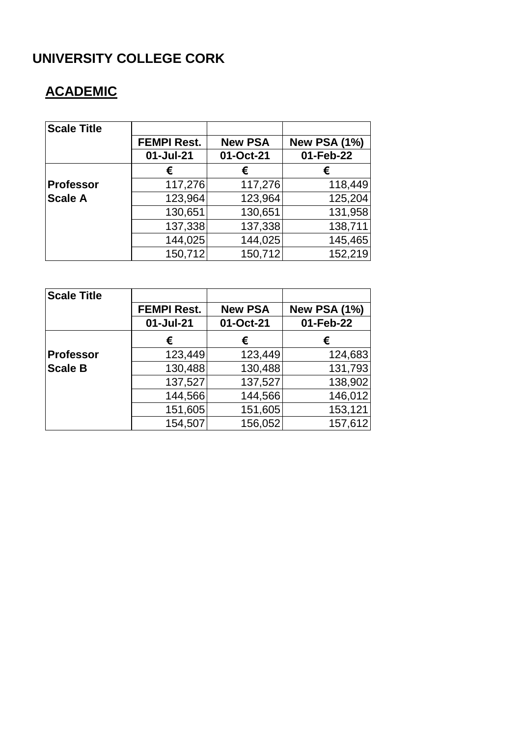# UNIVERSITY COLLEGE CORK

## ACADEMIC

| Scale Title | FEMPI Rest. | New PSA | New PSA (1%) |
|---|---|---|---|
| | 01-Jul-21 | 01-Oct-21 | 01-Feb-22 |
| | € | € | € |
| Professor Scale A | 117,276 | 117,276 | 118,449 |
| | 123,964 | 123,964 | 125,204 |
| | 130,651 | 130,651 | 131,958 |
| | 137,338 | 137,338 | 138,711 |
| | 144,025 | 144,025 | 145,465 |
| | 150,712 | 150,712 | 152,219 |

| Scale Title | FEMPI Rest. | New PSA | New PSA (1%) |
|---|---|---|---|
| | 01-Jul-21 | 01-Oct-21 | 01-Feb-22 |
| | € | € | € |
| Professor Scale B | 123,449 | 123,449 | 124,683 |
| | 130,488 | 130,488 | 131,793 |
| | 137,527 | 137,527 | 138,902 |
| | 144,566 | 144,566 | 146,012 |
| | 151,605 | 151,605 | 153,121 |
| | 154,507 | 156,052 | 157,612 |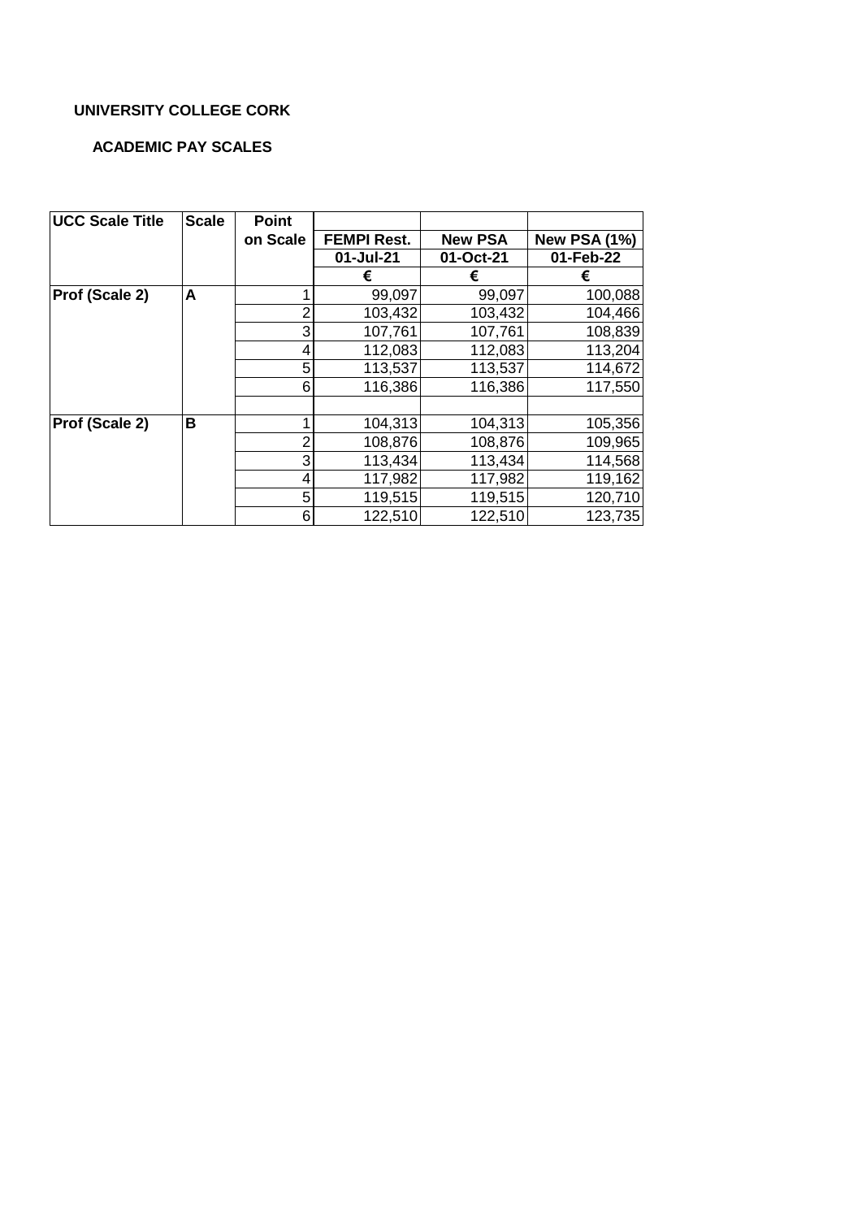**UNIVERSITY COLLEGE CORK**

**ACADEMIC PAY SCALES**

| UCC Scale Title | Scale | Point on Scale | FEMPI Rest. 01-Jul-21 € | New PSA 01-Oct-21 € | New PSA (1%) 01-Feb-22 € |
|---|---|---|---|---|---|
| **Prof (Scale 2)** | **A** | 1 | 99,097 | 99,097 | 100,088 |
| | | 2 | 103,432 | 103,432 | 104,466 |
| | | 3 | 107,761 | 107,761 | 108,839 |
| | | 4 | 112,083 | 112,083 | 113,204 |
| | | 5 | 113,537 | 113,537 | 114,672 |
| | | 6 | 116,386 | 116,386 | 117,550 |
| | | | | | |
| **Prof (Scale 2)** | **B** | 1 | 104,313 | 104,313 | 105,356 |
| | | 2 | 108,876 | 108,876 | 109,965 |
| | | 3 | 113,434 | 113,434 | 114,568 |
| | | 4 | 117,982 | 117,982 | 119,162 |
| | | 5 | 119,515 | 119,515 | 120,710 |
| | | 6 | 122,510 | 122,510 | 123,735 |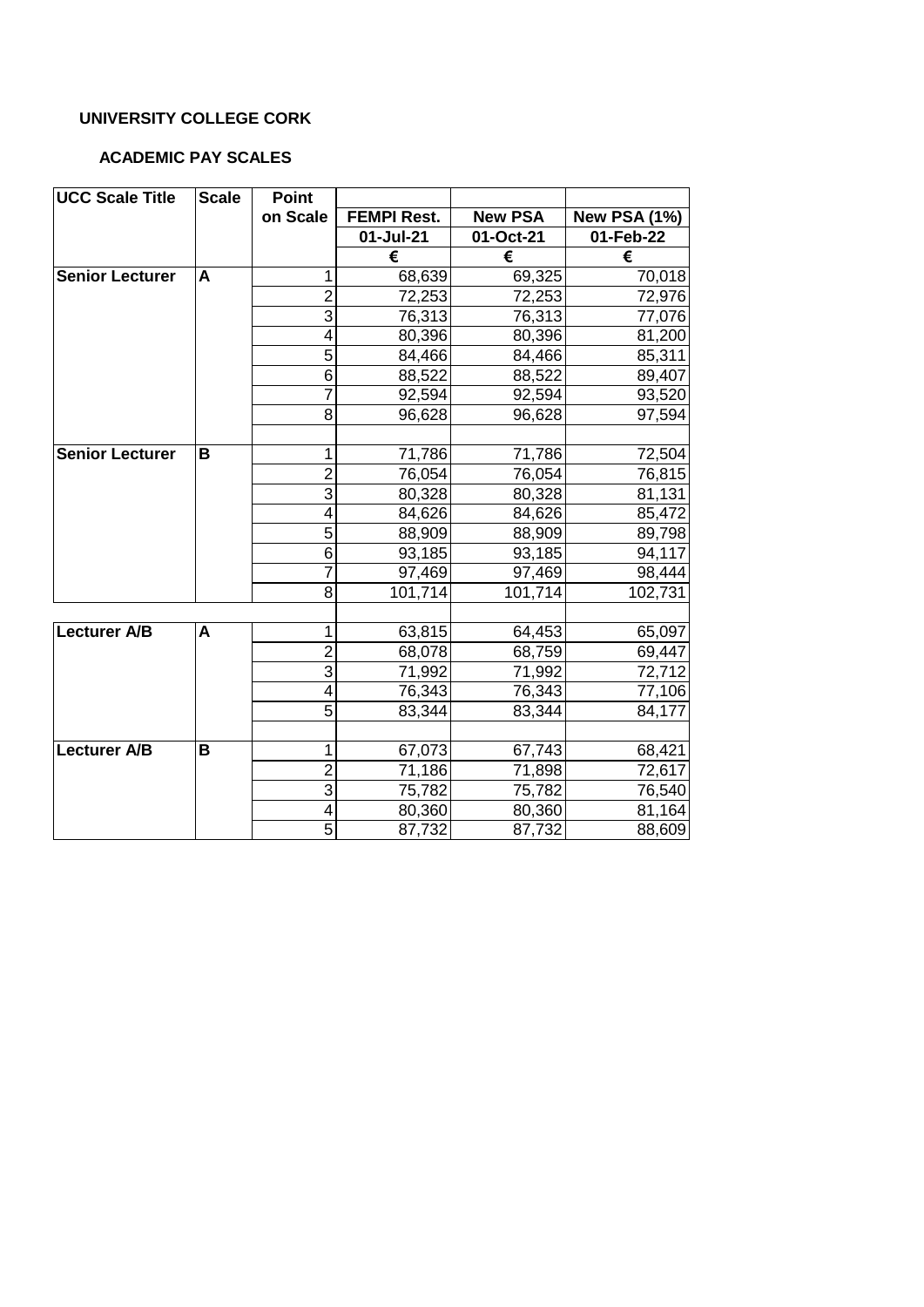**UNIVERSITY COLLEGE CORK**

**ACADEMIC PAY SCALES**

| UCC Scale Title | Scale | Point on Scale | FEMPI Rest. | New PSA | New PSA (1%) |
|---|---|---|---|---|---|
| | | | 01-Jul-21 | 01-Oct-21 | 01-Feb-22 |
| | | | € | € | € |
| **Senior Lecturer** | **A** | 1 | 68,639 | 69,325 | 70,018 |
| | | 2 | 72,253 | 72,253 | 72,976 |
| | | 3 | 76,313 | 76,313 | 77,076 |
| | | 4 | 80,396 | 80,396 | 81,200 |
| | | 5 | 84,466 | 84,466 | 85,311 |
| | | 6 | 88,522 | 88,522 | 89,407 |
| | | 7 | 92,594 | 92,594 | 93,520 |
| | | 8 | 96,628 | 96,628 | 97,594 |
| | | | | | |
| **Senior Lecturer** | **B** | 1 | 71,786 | 71,786 | 72,504 |
| | | 2 | 76,054 | 76,054 | 76,815 |
| | | 3 | 80,328 | 80,328 | 81,131 |
| | | 4 | 84,626 | 84,626 | 85,472 |
| | | 5 | 88,909 | 88,909 | 89,798 |
| | | 6 | 93,185 | 93,185 | 94,117 |
| | | 7 | 97,469 | 97,469 | 98,444 |
| | | 8 | 101,714 | 101,714 | 102,731 |
| | | | | | |
| **Lecturer A/B** | **A** | 1 | 63,815 | 64,453 | 65,097 |
| | | 2 | 68,078 | 68,759 | 69,447 |
| | | 3 | 71,992 | 71,992 | 72,712 |
| | | 4 | 76,343 | 76,343 | 77,106 |
| | | 5 | 83,344 | 83,344 | 84,177 |
| | | | | | |
| **Lecturer A/B** | **B** | 1 | 67,073 | 67,743 | 68,421 |
| | | 2 | 71,186 | 71,898 | 72,617 |
| | | 3 | 75,782 | 75,782 | 76,540 |
| | | 4 | 80,360 | 80,360 | 81,164 |
| | | 5 | 87,732 | 87,732 | 88,609 |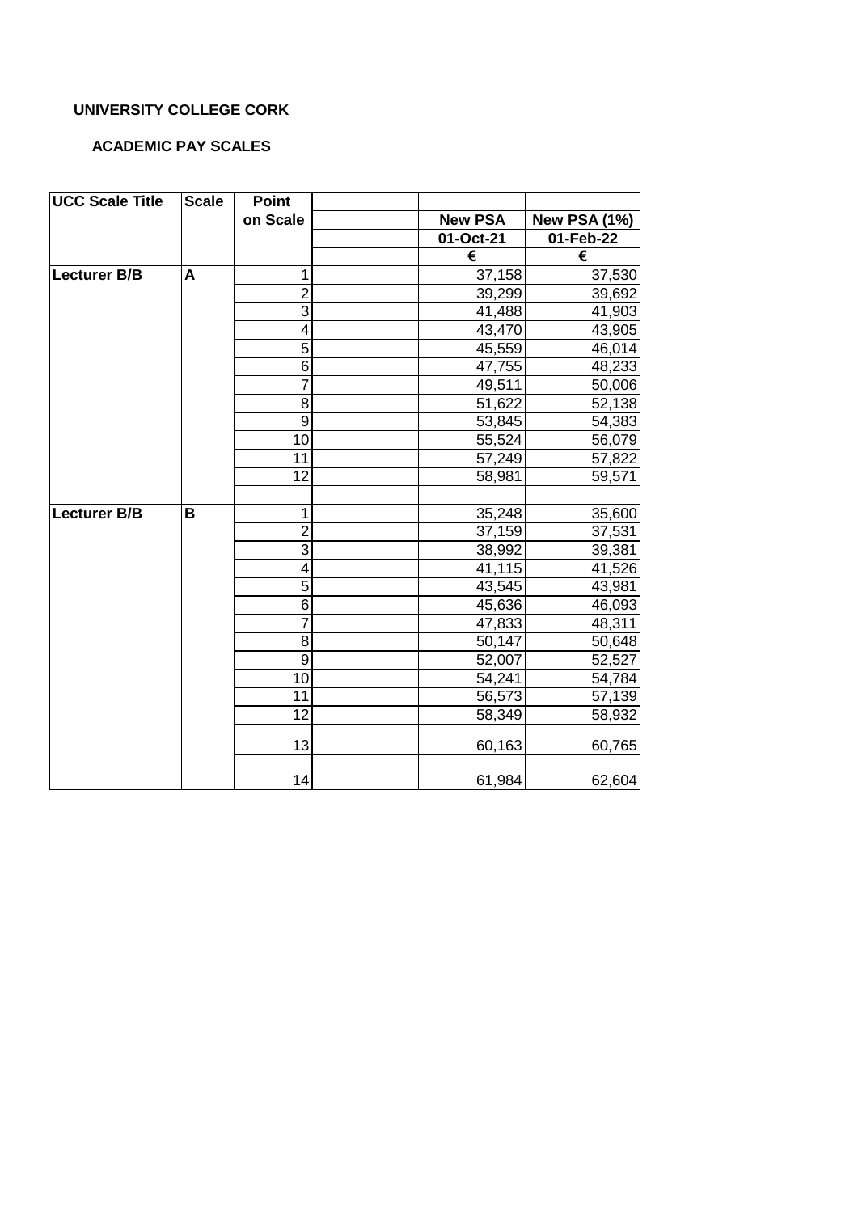**UNIVERSITY COLLEGE CORK**

**ACADEMIC PAY SCALES**

| UCC Scale Title | Scale | Point on Scale | | New PSA 01-Oct-21 € | New PSA (1%) 01-Feb-22 € |
|---|---|---|---|---|---|
| **Lecturer B/B** | **A** | 1 | | 37,158 | 37,530 |
| | | 2 | | 39,299 | 39,692 |
| | | 3 | | 41,488 | 41,903 |
| | | 4 | | 43,470 | 43,905 |
| | | 5 | | 45,559 | 46,014 |
| | | 6 | | 47,755 | 48,233 |
| | | 7 | | 49,511 | 50,006 |
| | | 8 | | 51,622 | 52,138 |
| | | 9 | | 53,845 | 54,383 |
| | | 10 | | 55,524 | 56,079 |
| | | 11 | | 57,249 | 57,822 |
| | | 12 | | 58,981 | 59,571 |
| | | | | | |
| **Lecturer B/B** | **B** | 1 | | 35,248 | 35,600 |
| | | 2 | | 37,159 | 37,531 |
| | | 3 | | 38,992 | 39,381 |
| | | 4 | | 41,115 | 41,526 |
| | | 5 | | 43,545 | 43,981 |
| | | 6 | | 45,636 | 46,093 |
| | | 7 | | 47,833 | 48,311 |
| | | 8 | | 50,147 | 50,648 |
| | | 9 | | 52,007 | 52,527 |
| | | 10 | | 54,241 | 54,784 |
| | | 11 | | 56,573 | 57,139 |
| | | 12 | | 58,349 | 58,932 |
| | | 13 | | 60,163 | 60,765 |
| | | 14 | | 61,984 | 62,604 |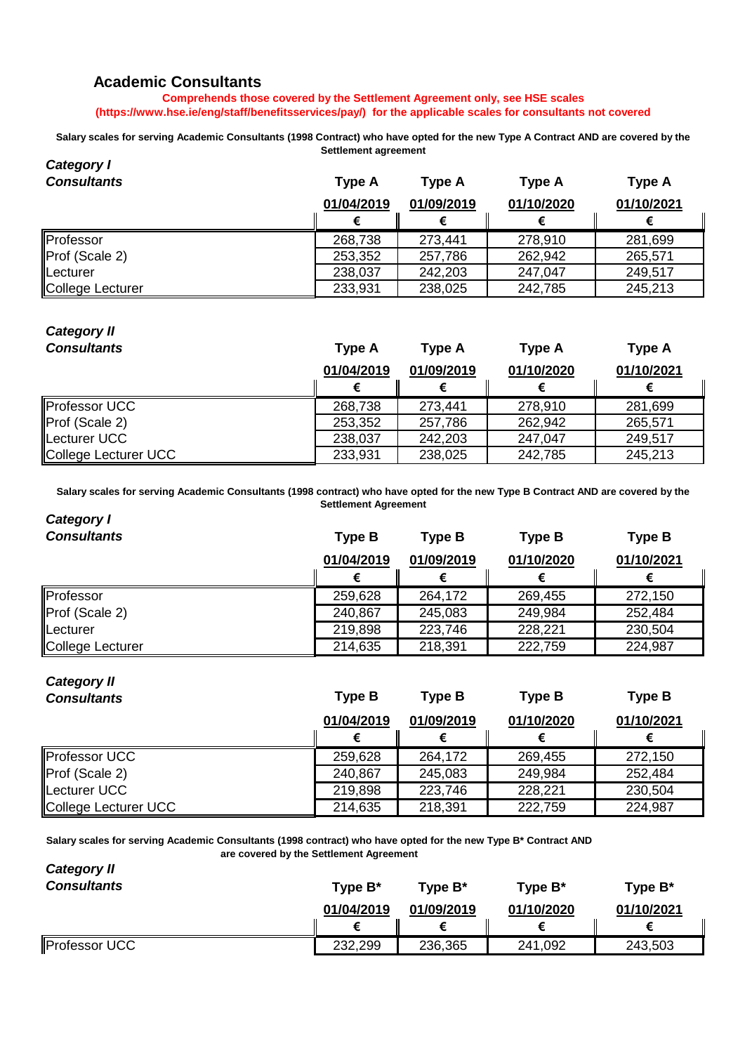## Academic Consultants

**Comprehends those covered by the Settlement Agreement only, see HSE scales (https://www.hse.ie/eng/staff/benefitsservices/pay/) for the applicable scales for consultants not covered**

**Salary scales for serving Academic Consultants (1998 Contract) who have opted for the new Type A Contract AND are covered by the Settlement agreement**

| ***Category I Consultants*** | **Type A** | **Type A** | **Type A** | **Type A** |
|---|---|---|---|---|
| | **01/04/2019** | **01/09/2019** | **01/10/2020** | **01/10/2021** |
| | **€** | **€** | **€** | **€** |
| Professor | 268,738 | 273,441 | 278,910 | 281,699 |
| Prof (Scale 2) | 253,352 | 257,786 | 262,942 | 265,571 |
| Lecturer | 238,037 | 242,203 | 247,047 | 249,517 |
| College Lecturer | 233,931 | 238,025 | 242,785 | 245,213 |

| ***Category II Consultants*** | **Type A** | **Type A** | **Type A** | **Type A** |
|---|---|---|---|---|
| | **01/04/2019** | **01/09/2019** | **01/10/2020** | **01/10/2021** |
| | **€** | **€** | **€** | **€** |
| Professor UCC | 268,738 | 273,441 | 278,910 | 281,699 |
| Prof (Scale 2) | 253,352 | 257,786 | 262,942 | 265,571 |
| Lecturer UCC | 238,037 | 242,203 | 247,047 | 249,517 |
| College Lecturer UCC | 233,931 | 238,025 | 242,785 | 245,213 |

**Salary scales for serving Academic Consultants (1998 contract) who have opted for the new Type B Contract AND are covered by the Settlement Agreement**

| ***Category I Consultants*** | **Type B** | **Type B** | **Type B** | **Type B** |
|---|---|---|---|---|
| | **01/04/2019** | **01/09/2019** | **01/10/2020** | **01/10/2021** |
| | **€** | **€** | **€** | **€** |
| Professor | 259,628 | 264,172 | 269,455 | 272,150 |
| Prof (Scale 2) | 240,867 | 245,083 | 249,984 | 252,484 |
| Lecturer | 219,898 | 223,746 | 228,221 | 230,504 |
| College Lecturer | 214,635 | 218,391 | 222,759 | 224,987 |

| ***Category II Consultants*** | **Type B** | **Type B** | **Type B** | **Type B** |
|---|---|---|---|---|
| | **01/04/2019** | **01/09/2019** | **01/10/2020** | **01/10/2021** |
| | **€** | **€** | **€** | **€** |
| Professor UCC | 259,628 | 264,172 | 269,455 | 272,150 |
| Prof (Scale 2) | 240,867 | 245,083 | 249,984 | 252,484 |
| Lecturer UCC | 219,898 | 223,746 | 228,221 | 230,504 |
| College Lecturer UCC | 214,635 | 218,391 | 222,759 | 224,987 |

**Salary scales for serving Academic Consultants (1998 contract) who have opted for the new Type B* Contract AND are covered by the Settlement Agreement**

| ***Category II Consultants*** | **Type B*** | **Type B*** | **Type B*** | **Type B*** |
|---|---|---|---|---|
| | **01/04/2019** | **01/09/2019** | **01/10/2020** | **01/10/2021** |
| | **€** | **€** | **€** | **€** |
| Professor UCC | 232,299 | 236,365 | 241,092 | 243,503 |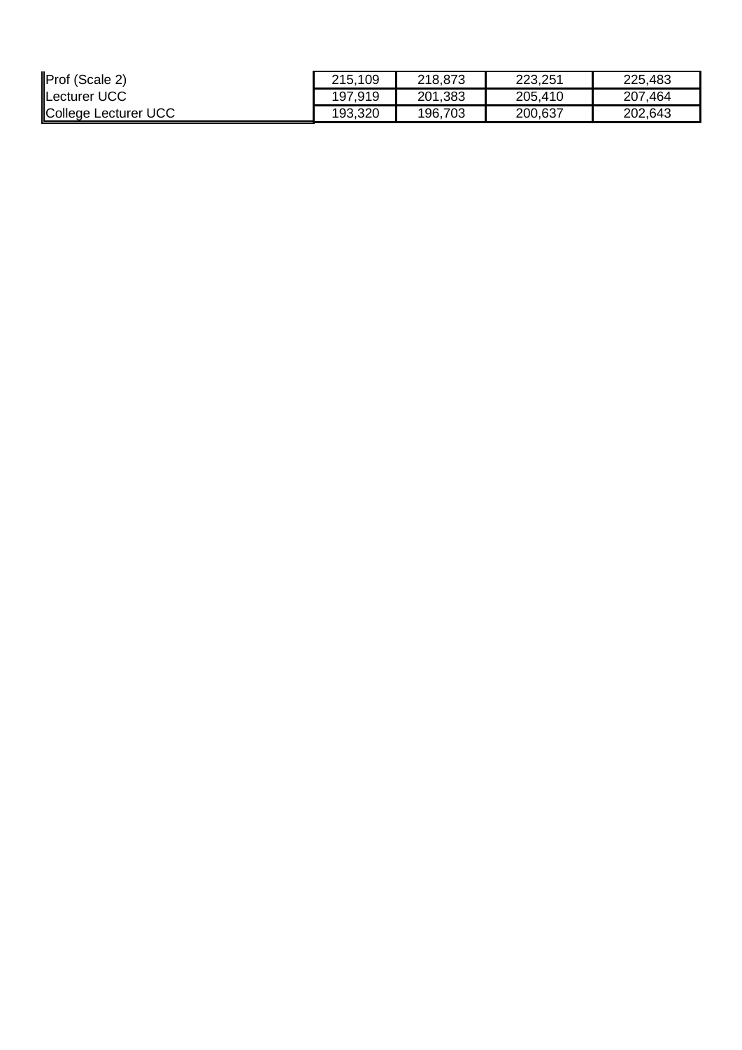| | | | | |
|---|---|---|---|---|
| Prof (Scale 2) | 215,109 | 218,873 | 223,251 | 225,483 |
| Lecturer UCC | 197,919 | 201,383 | 205,410 | 207,464 |
| College Lecturer UCC | 193,320 | 196,703 | 200,637 | 202,643 |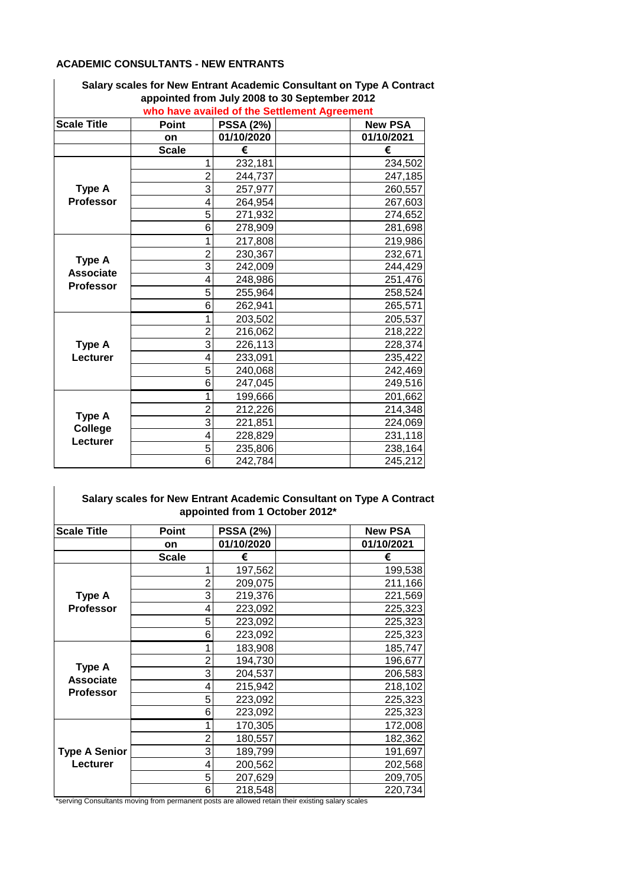## ACADEMIC CONSULTANTS - NEW ENTRANTS

**Salary scales for New Entrant Academic Consultant on Type A Contract appointed from July 2008 to 30 September 2012 who have availed of the Settlement Agreement**

| Scale Title | Point | PSSA (2%) | | New PSA |
|---|---|---|---|---|
| | on | 01/10/2020 | | 01/10/2021 |
| | Scale | € | | € |
| Type A Professor | 1 | 232,181 | | 234,502 |
| | 2 | 244,737 | | 247,185 |
| | 3 | 257,977 | | 260,557 |
| | 4 | 264,954 | | 267,603 |
| | 5 | 271,932 | | 274,652 |
| | 6 | 278,909 | | 281,698 |
| Type A Associate Professor | 1 | 217,808 | | 219,986 |
| | 2 | 230,367 | | 232,671 |
| | 3 | 242,009 | | 244,429 |
| | 4 | 248,986 | | 251,476 |
| | 5 | 255,964 | | 258,524 |
| | 6 | 262,941 | | 265,571 |
| Type A Lecturer | 1 | 203,502 | | 205,537 |
| | 2 | 216,062 | | 218,222 |
| | 3 | 226,113 | | 228,374 |
| | 4 | 233,091 | | 235,422 |
| | 5 | 240,068 | | 242,469 |
| | 6 | 247,045 | | 249,516 |
| Type A College Lecturer | 1 | 199,666 | | 201,662 |
| | 2 | 212,226 | | 214,348 |
| | 3 | 221,851 | | 224,069 |
| | 4 | 228,829 | | 231,118 |
| | 5 | 235,806 | | 238,164 |
| | 6 | 242,784 | | 245,212 |

**Salary scales for New Entrant Academic Consultant on Type A Contract appointed from 1 October 2012***

| Scale Title | Point | PSSA (2%) | | New PSA |
|---|---|---|---|---|
| | on | 01/10/2020 | | 01/10/2021 |
| | Scale | € | | € |
| Type A Professor | 1 | 197,562 | | 199,538 |
| | 2 | 209,075 | | 211,166 |
| | 3 | 219,376 | | 221,569 |
| | 4 | 223,092 | | 225,323 |
| | 5 | 223,092 | | 225,323 |
| | 6 | 223,092 | | 225,323 |
| Type A Associate Professor | 1 | 183,908 | | 185,747 |
| | 2 | 194,730 | | 196,677 |
| | 3 | 204,537 | | 206,583 |
| | 4 | 215,942 | | 218,102 |
| | 5 | 223,092 | | 225,323 |
| | 6 | 223,092 | | 225,323 |
| Type A Senior Lecturer | 1 | 170,305 | | 172,008 |
| | 2 | 180,557 | | 182,362 |
| | 3 | 189,799 | | 191,697 |
| | 4 | 200,562 | | 202,568 |
| | 5 | 207,629 | | 209,705 |
| | 6 | 218,548 | | 220,734 |

*serving Consultants moving from permanent posts are allowed retain their existing salary scales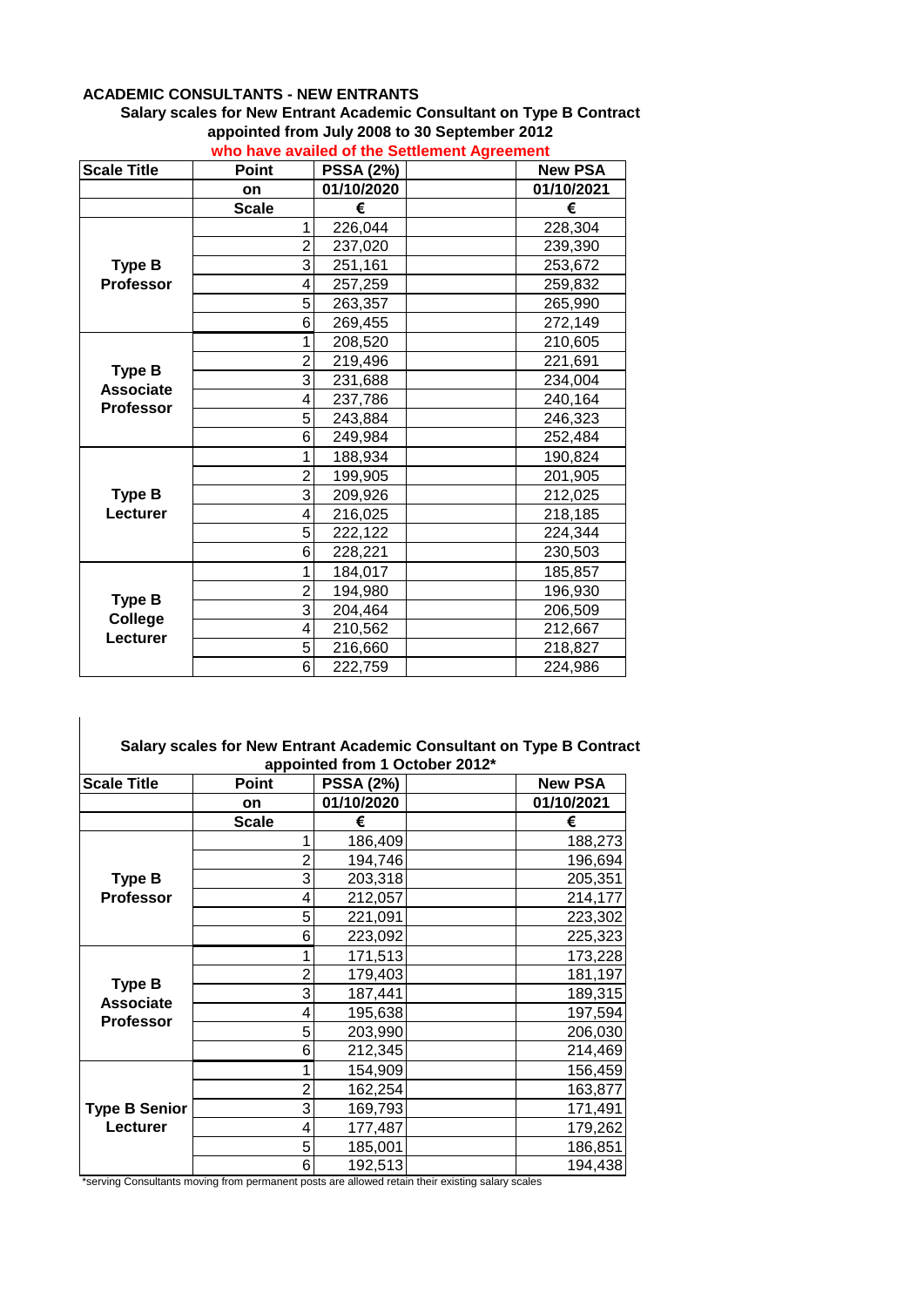**ACADEMIC CONSULTANTS - NEW ENTRANTS**

**Salary scales for New Entrant Academic Consultant on Type B Contract appointed from July 2008 to 30 September 2012**

**who have availed of the Settlement Agreement**

| Scale Title | Point | PSSA (2%) | | New PSA |
|---|---|---|---|---|
| | on | 01/10/2020 | | 01/10/2021 |
| | Scale | € | | € |
| Type B Professor | 1 | 226,044 | | 228,304 |
| | 2 | 237,020 | | 239,390 |
| | 3 | 251,161 | | 253,672 |
| | 4 | 257,259 | | 259,832 |
| | 5 | 263,357 | | 265,990 |
| | 6 | 269,455 | | 272,149 |
| Type B Associate Professor | 1 | 208,520 | | 210,605 |
| | 2 | 219,496 | | 221,691 |
| | 3 | 231,688 | | 234,004 |
| | 4 | 237,786 | | 240,164 |
| | 5 | 243,884 | | 246,323 |
| | 6 | 249,984 | | 252,484 |
| Type B Lecturer | 1 | 188,934 | | 190,824 |
| | 2 | 199,905 | | 201,905 |
| | 3 | 209,926 | | 212,025 |
| | 4 | 216,025 | | 218,185 |
| | 5 | 222,122 | | 224,344 |
| | 6 | 228,221 | | 230,503 |
| Type B College Lecturer | 1 | 184,017 | | 185,857 |
| | 2 | 194,980 | | 196,930 |
| | 3 | 204,464 | | 206,509 |
| | 4 | 210,562 | | 212,667 |
| | 5 | 216,660 | | 218,827 |
| | 6 | 222,759 | | 224,986 |

**Salary scales for New Entrant Academic Consultant on Type B Contract appointed from 1 October 2012***

| Scale Title | Point | PSSA (2%) | | New PSA |
|---|---|---|---|---|
| | on | 01/10/2020 | | 01/10/2021 |
| | Scale | € | | € |
| Type B Professor | 1 | 186,409 | | 188,273 |
| | 2 | 194,746 | | 196,694 |
| | 3 | 203,318 | | 205,351 |
| | 4 | 212,057 | | 214,177 |
| | 5 | 221,091 | | 223,302 |
| | 6 | 223,092 | | 225,323 |
| Type B Associate Professor | 1 | 171,513 | | 173,228 |
| | 2 | 179,403 | | 181,197 |
| | 3 | 187,441 | | 189,315 |
| | 4 | 195,638 | | 197,594 |
| | 5 | 203,990 | | 206,030 |
| | 6 | 212,345 | | 214,469 |
| Type B Senior Lecturer | 1 | 154,909 | | 156,459 |
| | 2 | 162,254 | | 163,877 |
| | 3 | 169,793 | | 171,491 |
| | 4 | 177,487 | | 179,262 |
| | 5 | 185,001 | | 186,851 |
| | 6 | 192,513 | | 194,438 |

*serving Consultants moving from permanent posts are allowed retain their existing salary scales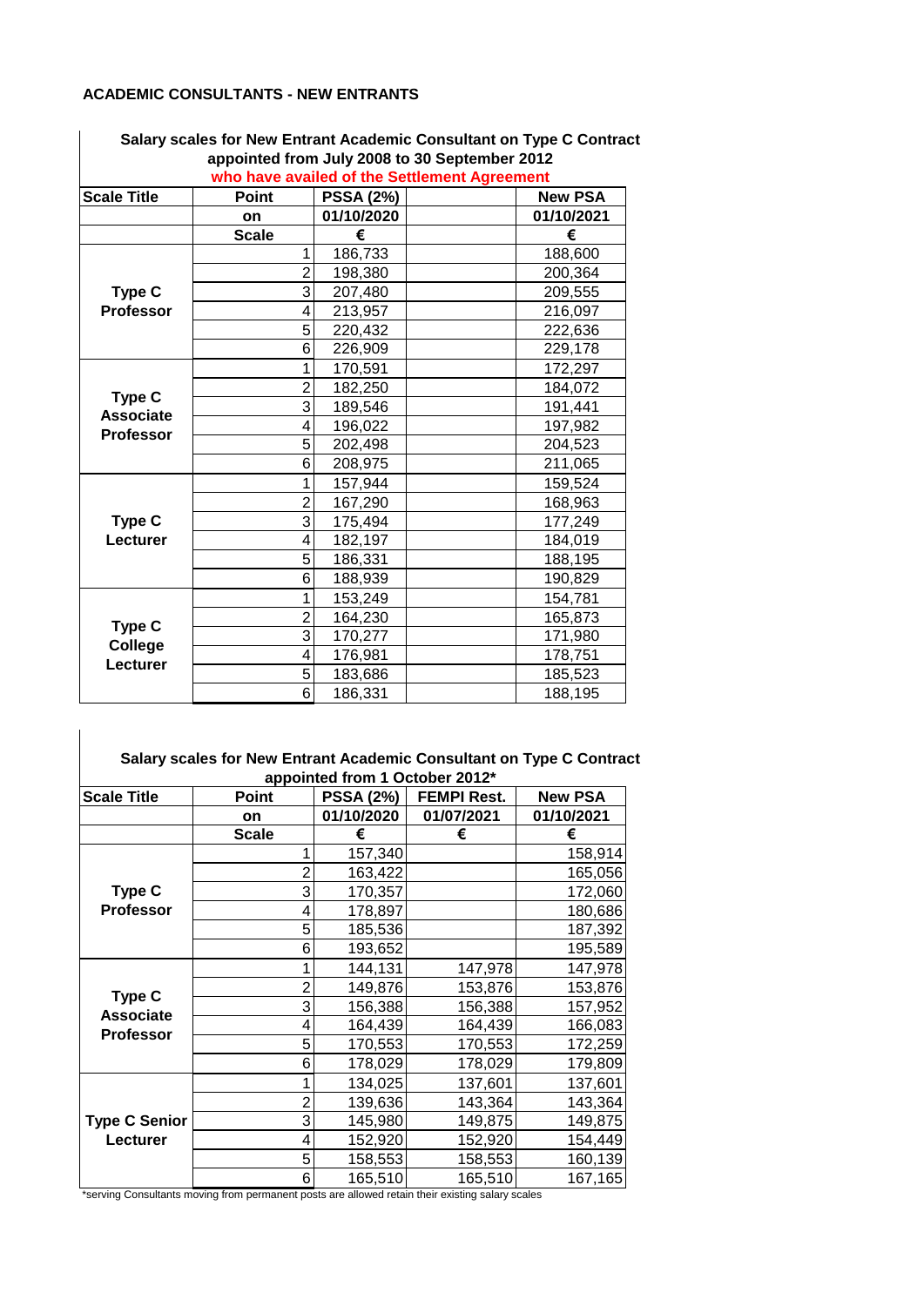### ACADEMIC CONSULTANTS - NEW ENTRANTS

**Salary scales for New Entrant Academic Consultant on Type C Contract appointed from July 2008 to 30 September 2012 who have availed of the Settlement Agreement**

| Scale Title | Point | PSSA (2%) | | New PSA |
|---|---|---|---|---|
| | on | 01/10/2020 | | 01/10/2021 |
| | Scale | € | | € |
| Type C Professor | 1 | 186,733 | | 188,600 |
| | 2 | 198,380 | | 200,364 |
| | 3 | 207,480 | | 209,555 |
| | 4 | 213,957 | | 216,097 |
| | 5 | 220,432 | | 222,636 |
| | 6 | 226,909 | | 229,178 |
| Type C Associate Professor | 1 | 170,591 | | 172,297 |
| | 2 | 182,250 | | 184,072 |
| | 3 | 189,546 | | 191,441 |
| | 4 | 196,022 | | 197,982 |
| | 5 | 202,498 | | 204,523 |
| | 6 | 208,975 | | 211,065 |
| Type C Lecturer | 1 | 157,944 | | 159,524 |
| | 2 | 167,290 | | 168,963 |
| | 3 | 175,494 | | 177,249 |
| | 4 | 182,197 | | 184,019 |
| | 5 | 186,331 | | 188,195 |
| | 6 | 188,939 | | 190,829 |
| Type C College Lecturer | 1 | 153,249 | | 154,781 |
| | 2 | 164,230 | | 165,873 |
| | 3 | 170,277 | | 171,980 |
| | 4 | 176,981 | | 178,751 |
| | 5 | 183,686 | | 185,523 |
| | 6 | 186,331 | | 188,195 |

**Salary scales for New Entrant Academic Consultant on Type C Contract appointed from 1 October 2012***

| Scale Title | Point | PSSA (2%) | FEMPI Rest. | New PSA |
|---|---|---|---|---|
| | on | 01/10/2020 | 01/07/2021 | 01/10/2021 |
| | Scale | € | € | € |
| Type C Professor | 1 | 157,340 | | 158,914 |
| | 2 | 163,422 | | 165,056 |
| | 3 | 170,357 | | 172,060 |
| | 4 | 178,897 | | 180,686 |
| | 5 | 185,536 | | 187,392 |
| | 6 | 193,652 | | 195,589 |
| Type C Associate Professor | 1 | 144,131 | 147,978 | 147,978 |
| | 2 | 149,876 | 153,876 | 153,876 |
| | 3 | 156,388 | 156,388 | 157,952 |
| | 4 | 164,439 | 164,439 | 166,083 |
| | 5 | 170,553 | 170,553 | 172,259 |
| | 6 | 178,029 | 178,029 | 179,809 |
| Type C Senior Lecturer | 1 | 134,025 | 137,601 | 137,601 |
| | 2 | 139,636 | 143,364 | 143,364 |
| | 3 | 145,980 | 149,875 | 149,875 |
| | 4 | 152,920 | 152,920 | 154,449 |
| | 5 | 158,553 | 158,553 | 160,139 |
| | 6 | 165,510 | 165,510 | 167,165 |

*serving Consultants moving from permanent posts are allowed retain their existing salary scales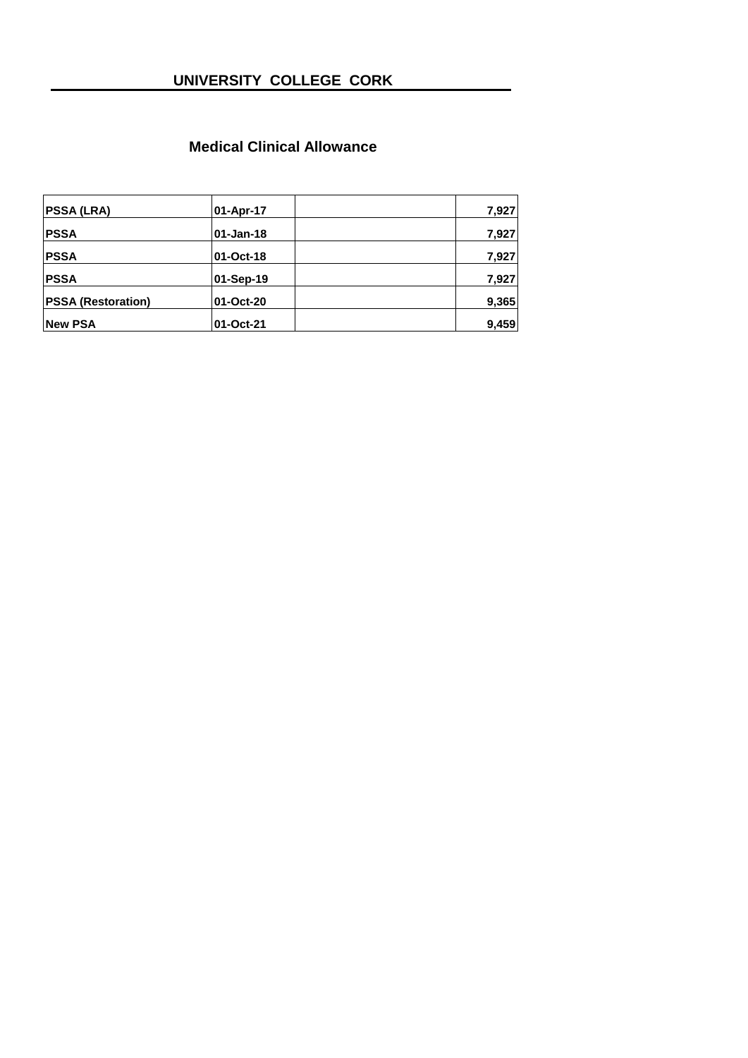# UNIVERSITY COLLEGE CORK

## Medical Clinical Allowance

| | | | |
|---|---|---|---|
| **PSSA (LRA)** | **01-Apr-17** | | **7,927** |
| **PSSA** | **01-Jan-18** | | **7,927** |
| **PSSA** | **01-Oct-18** | | **7,927** |
| **PSSA** | **01-Sep-19** | | **7,927** |
| **PSSA (Restoration)** | **01-Oct-20** | | **9,365** |
| **New PSA** | **01-Oct-21** | | **9,459** |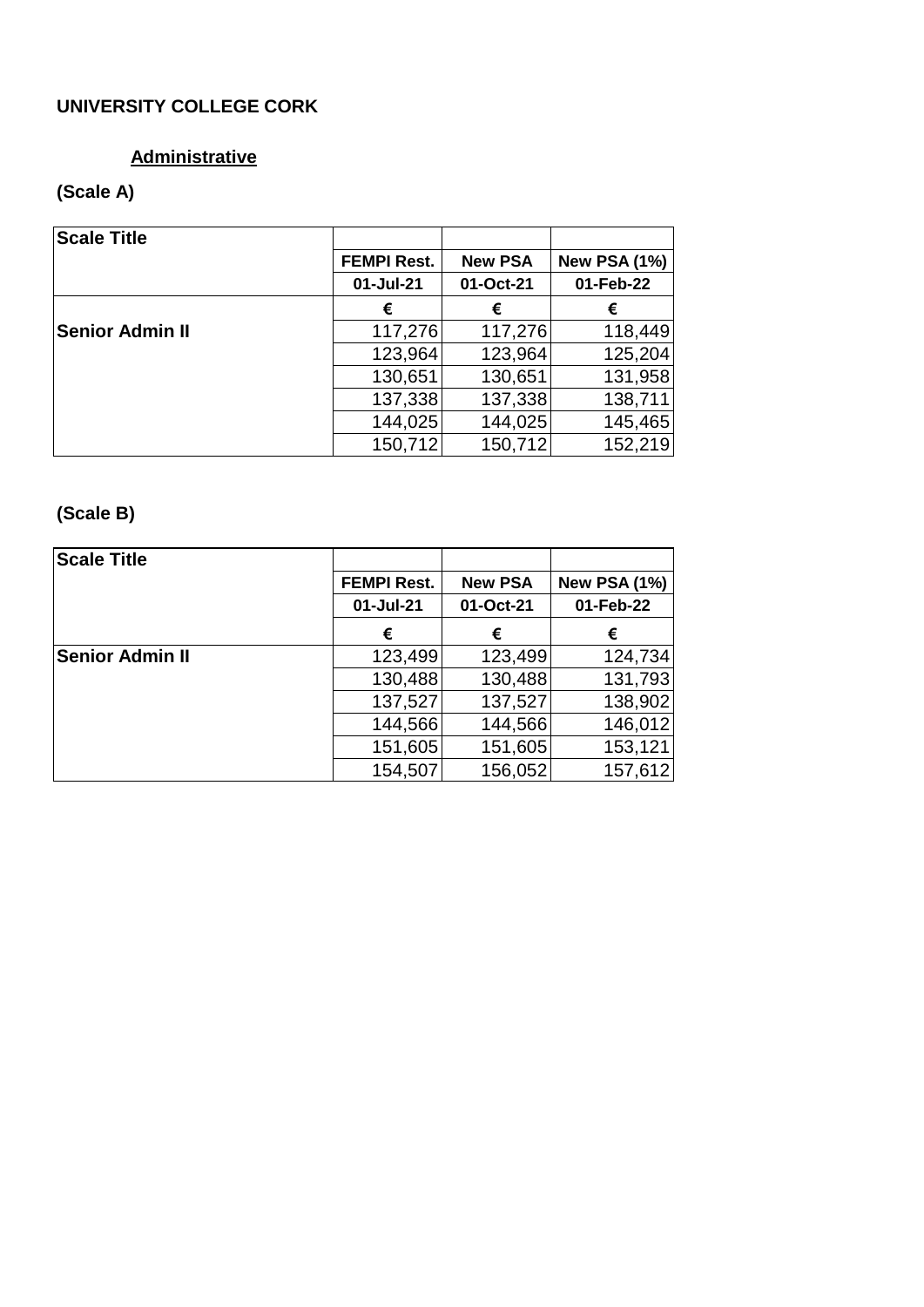**UNIVERSITY COLLEGE CORK**

**Administrative**

**(Scale A)**

| Scale Title | FEMPI Rest. | New PSA | New PSA (1%) |
|---|---|---|---|
| | 01-Jul-21 | 01-Oct-21 | 01-Feb-22 |
| | € | € | € |
| **Senior Admin II** | 117,276 | 117,276 | 118,449 |
| | 123,964 | 123,964 | 125,204 |
| | 130,651 | 130,651 | 131,958 |
| | 137,338 | 137,338 | 138,711 |
| | 144,025 | 144,025 | 145,465 |
| | 150,712 | 150,712 | 152,219 |

**(Scale B)**

| Scale Title | FEMPI Rest. | New PSA | New PSA (1%) |
|---|---|---|---|
| | 01-Jul-21 | 01-Oct-21 | 01-Feb-22 |
| | € | € | € |
| **Senior Admin II** | 123,499 | 123,499 | 124,734 |
| | 130,488 | 130,488 | 131,793 |
| | 137,527 | 137,527 | 138,902 |
| | 144,566 | 144,566 | 146,012 |
| | 151,605 | 151,605 | 153,121 |
| | 154,507 | 156,052 | 157,612 |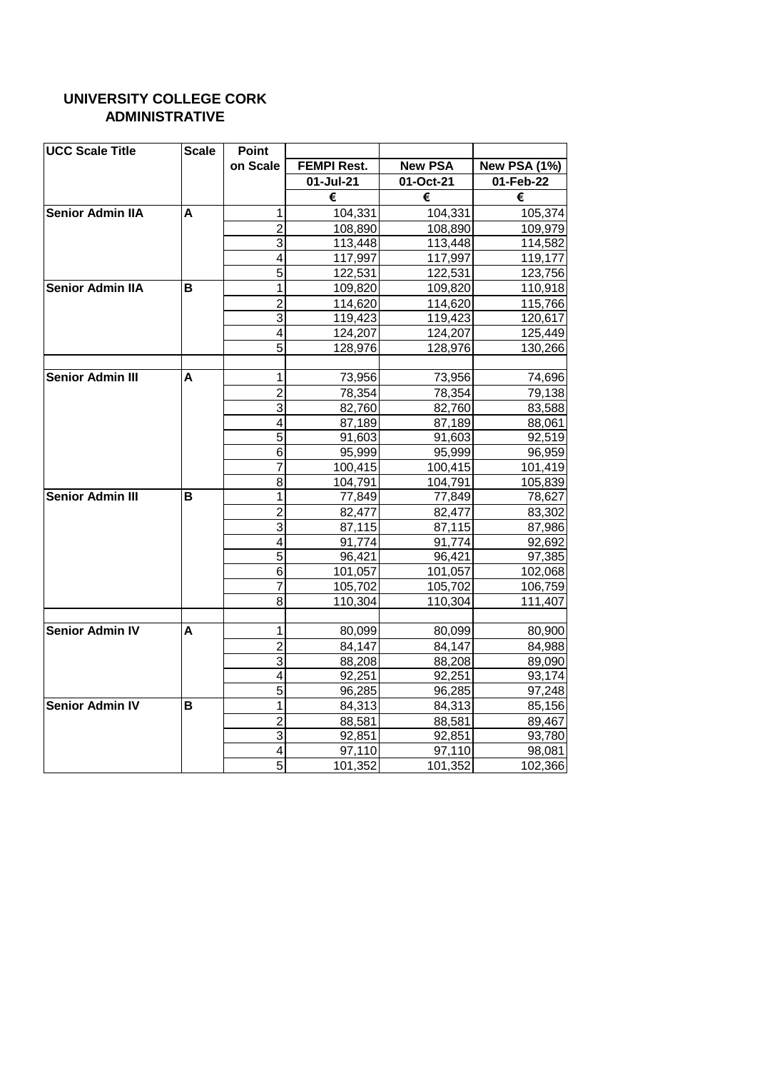# UNIVERSITY COLLEGE CORK
## ADMINISTRATIVE

| UCC Scale Title | Scale | Point on Scale | FEMPI Rest. 01-Jul-21 € | New PSA 01-Oct-21 € | New PSA (1%) 01-Feb-22 € |
|---|---|---|---|---|---|
| Senior Admin IIA | A | 1 | 104,331 | 104,331 | 105,374 |
| | | 2 | 108,890 | 108,890 | 109,979 |
| | | 3 | 113,448 | 113,448 | 114,582 |
| | | 4 | 117,997 | 117,997 | 119,177 |
| | | 5 | 122,531 | 122,531 | 123,756 |
| Senior Admin IIA | B | 1 | 109,820 | 109,820 | 110,918 |
| | | 2 | 114,620 | 114,620 | 115,766 |
| | | 3 | 119,423 | 119,423 | 120,617 |
| | | 4 | 124,207 | 124,207 | 125,449 |
| | | 5 | 128,976 | 128,976 | 130,266 |
| | | | | | |
| Senior Admin III | A | 1 | 73,956 | 73,956 | 74,696 |
| | | 2 | 78,354 | 78,354 | 79,138 |
| | | 3 | 82,760 | 82,760 | 83,588 |
| | | 4 | 87,189 | 87,189 | 88,061 |
| | | 5 | 91,603 | 91,603 | 92,519 |
| | | 6 | 95,999 | 95,999 | 96,959 |
| | | 7 | 100,415 | 100,415 | 101,419 |
| | | 8 | 104,791 | 104,791 | 105,839 |
| Senior Admin III | B | 1 | 77,849 | 77,849 | 78,627 |
| | | 2 | 82,477 | 82,477 | 83,302 |
| | | 3 | 87,115 | 87,115 | 87,986 |
| | | 4 | 91,774 | 91,774 | 92,692 |
| | | 5 | 96,421 | 96,421 | 97,385 |
| | | 6 | 101,057 | 101,057 | 102,068 |
| | | 7 | 105,702 | 105,702 | 106,759 |
| | | 8 | 110,304 | 110,304 | 111,407 |
| | | | | | |
| Senior Admin IV | A | 1 | 80,099 | 80,099 | 80,900 |
| | | 2 | 84,147 | 84,147 | 84,988 |
| | | 3 | 88,208 | 88,208 | 89,090 |
| | | 4 | 92,251 | 92,251 | 93,174 |
| | | 5 | 96,285 | 96,285 | 97,248 |
| Senior Admin IV | B | 1 | 84,313 | 84,313 | 85,156 |
| | | 2 | 88,581 | 88,581 | 89,467 |
| | | 3 | 92,851 | 92,851 | 93,780 |
| | | 4 | 97,110 | 97,110 | 98,081 |
| | | 5 | 101,352 | 101,352 | 102,366 |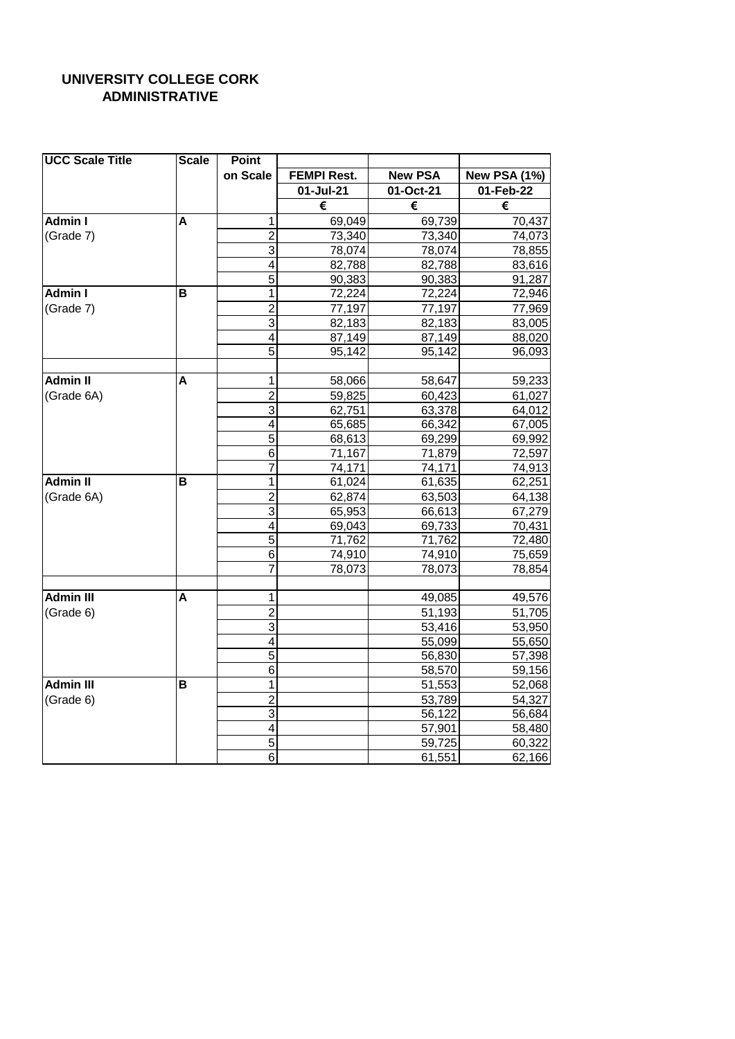# UNIVERSITY COLLEGE CORK
## ADMINISTRATIVE

| UCC Scale Title | Scale | Point on Scale | FEMPI Rest. | New PSA | New PSA (1%) |
|---|---|---|---|---|---|
| | | | 01-Jul-21 | 01-Oct-21 | 01-Feb-22 |
| | | | € | € | € |
| **Admin I** | **A** | 1 | 69,049 | 69,739 | 70,437 |
| (Grade 7) | | 2 | 73,340 | 73,340 | 74,073 |
| | | 3 | 78,074 | 78,074 | 78,855 |
| | | 4 | 82,788 | 82,788 | 83,616 |
| | | 5 | 90,383 | 90,383 | 91,287 |
| **Admin I** | **B** | 1 | 72,224 | 72,224 | 72,946 |
| (Grade 7) | | 2 | 77,197 | 77,197 | 77,969 |
| | | 3 | 82,183 | 82,183 | 83,005 |
| | | 4 | 87,149 | 87,149 | 88,020 |
| | | 5 | 95,142 | 95,142 | 96,093 |
| | | | | | |
| **Admin II** | **A** | 1 | 58,066 | 58,647 | 59,233 |
| (Grade 6A) | | 2 | 59,825 | 60,423 | 61,027 |
| | | 3 | 62,751 | 63,378 | 64,012 |
| | | 4 | 65,685 | 66,342 | 67,005 |
| | | 5 | 68,613 | 69,299 | 69,992 |
| | | 6 | 71,167 | 71,879 | 72,597 |
| | | 7 | 74,171 | 74,171 | 74,913 |
| **Admin II** | **B** | 1 | 61,024 | 61,635 | 62,251 |
| (Grade 6A) | | 2 | 62,874 | 63,503 | 64,138 |
| | | 3 | 65,953 | 66,613 | 67,279 |
| | | 4 | 69,043 | 69,733 | 70,431 |
| | | 5 | 71,762 | 71,762 | 72,480 |
| | | 6 | 74,910 | 74,910 | 75,659 |
| | | 7 | 78,073 | 78,073 | 78,854 |
| | | | | | |
| **Admin III** | **A** | 1 | | 49,085 | 49,576 |
| (Grade 6) | | 2 | | 51,193 | 51,705 |
| | | 3 | | 53,416 | 53,950 |
| | | 4 | | 55,099 | 55,650 |
| | | 5 | | 56,830 | 57,398 |
| | | 6 | | 58,570 | 59,156 |
| **Admin III** | **B** | 1 | | 51,553 | 52,068 |
| (Grade 6) | | 2 | | 53,789 | 54,327 |
| | | 3 | | 56,122 | 56,684 |
| | | 4 | | 57,901 | 58,480 |
| | | 5 | | 59,725 | 60,322 |
| | | 6 | | 61,551 | 62,166 |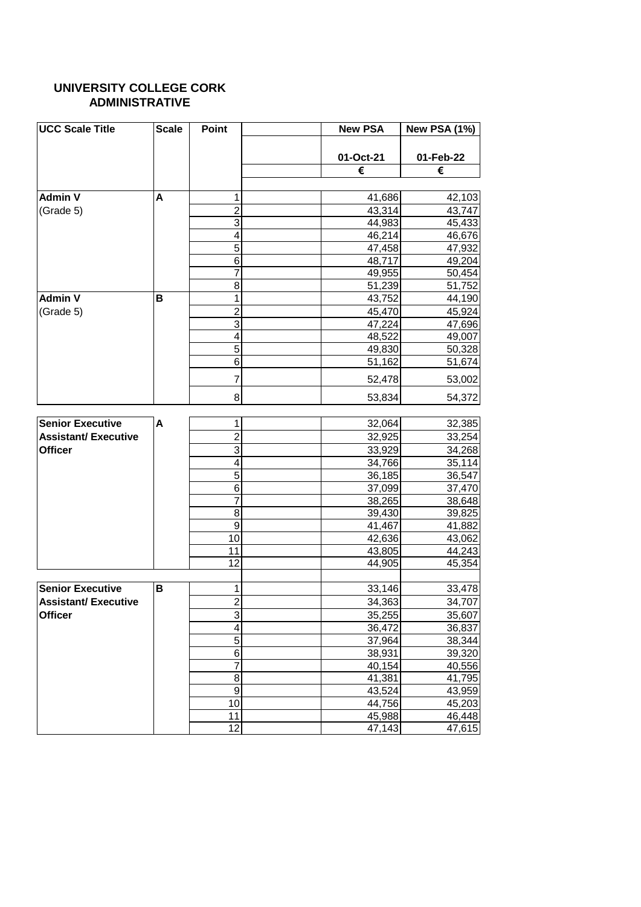**UNIVERSITY COLLEGE CORK**
**ADMINISTRATIVE**

| UCC Scale Title | Scale | Point | | New PSA | New PSA (1%) |
|---|---|---|---|---|---|
| | | | | 01-Oct-21 | 01-Feb-22 |
| | | | | € | € |
| **Admin V** | **A** | 1 | | 41,686 | 42,103 |
| (Grade 5) | | 2 | | 43,314 | 43,747 |
| | | 3 | | 44,983 | 45,433 |
| | | 4 | | 46,214 | 46,676 |
| | | 5 | | 47,458 | 47,932 |
| | | 6 | | 48,717 | 49,204 |
| | | 7 | | 49,955 | 50,454 |
| | | 8 | | 51,239 | 51,752 |
| **Admin V** | **B** | 1 | | 43,752 | 44,190 |
| (Grade 5) | | 2 | | 45,470 | 45,924 |
| | | 3 | | 47,224 | 47,696 |
| | | 4 | | 48,522 | 49,007 |
| | | 5 | | 49,830 | 50,328 |
| | | 6 | | 51,162 | 51,674 |
| | | 7 | | 52,478 | 53,002 |
| | | 8 | | 53,834 | 54,372 |
| **Senior Executive Assistant/ Executive Officer** | **A** | 1 | | 32,064 | 32,385 |
| | | 2 | | 32,925 | 33,254 |
| | | 3 | | 33,929 | 34,268 |
| | | 4 | | 34,766 | 35,114 |
| | | 5 | | 36,185 | 36,547 |
| | | 6 | | 37,099 | 37,470 |
| | | 7 | | 38,265 | 38,648 |
| | | 8 | | 39,430 | 39,825 |
| | | 9 | | 41,467 | 41,882 |
| | | 10 | | 42,636 | 43,062 |
| | | 11 | | 43,805 | 44,243 |
| | | 12 | | 44,905 | 45,354 |
| **Senior Executive Assistant/ Executive Officer** | **B** | 1 | | 33,146 | 33,478 |
| | | 2 | | 34,363 | 34,707 |
| | | 3 | | 35,255 | 35,607 |
| | | 4 | | 36,472 | 36,837 |
| | | 5 | | 37,964 | 38,344 |
| | | 6 | | 38,931 | 39,320 |
| | | 7 | | 40,154 | 40,556 |
| | | 8 | | 41,381 | 41,795 |
| | | 9 | | 43,524 | 43,959 |
| | | 10 | | 44,756 | 45,203 |
| | | 11 | | 45,988 | 46,448 |
| | | 12 | | 47,143 | 47,615 |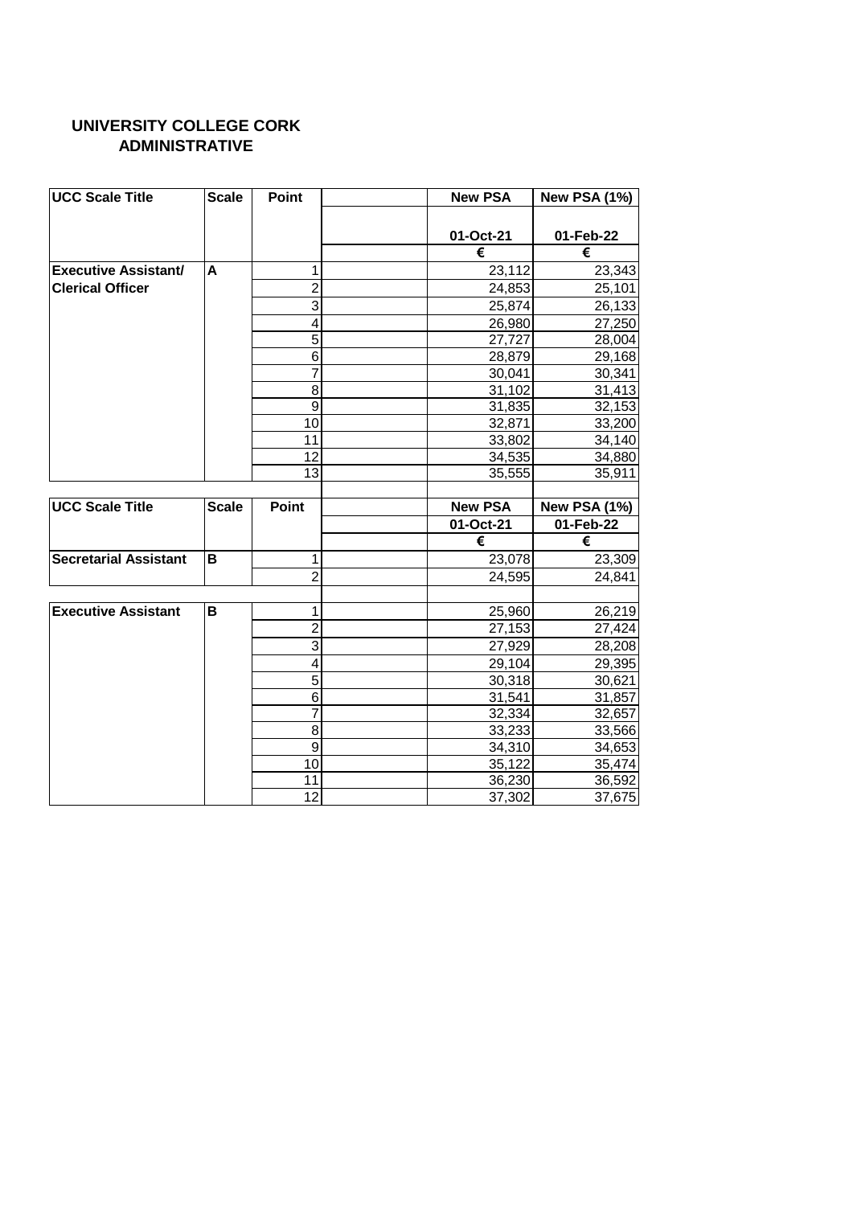# UNIVERSITY COLLEGE CORK
## ADMINISTRATIVE

| UCC Scale Title | Scale | Point | | New PSA | New PSA (1%) |
|---|---|---|---|---|---|
| | | | | 01-Oct-21 | 01-Feb-22 |
| | | | | € | € |
| Executive Assistant/ Clerical Officer | A | 1 | | 23,112 | 23,343 |
| | | 2 | | 24,853 | 25,101 |
| | | 3 | | 25,874 | 26,133 |
| | | 4 | | 26,980 | 27,250 |
| | | 5 | | 27,727 | 28,004 |
| | | 6 | | 28,879 | 29,168 |
| | | 7 | | 30,041 | 30,341 |
| | | 8 | | 31,102 | 31,413 |
| | | 9 | | 31,835 | 32,153 |
| | | 10 | | 32,871 | 33,200 |
| | | 11 | | 33,802 | 34,140 |
| | | 12 | | 34,535 | 34,880 |
| | | 13 | | 35,555 | 35,911 |

| UCC Scale Title | Scale | Point | | New PSA | New PSA (1%) |
|---|---|---|---|---|---|
| | | | | 01-Oct-21 | 01-Feb-22 |
| | | | | € | € |
| Secretarial Assistant | B | 1 | | 23,078 | 23,309 |
| | | 2 | | 24,595 | 24,841 |
| | | | | | |
| Executive Assistant | B | 1 | | 25,960 | 26,219 |
| | | 2 | | 27,153 | 27,424 |
| | | 3 | | 27,929 | 28,208 |
| | | 4 | | 29,104 | 29,395 |
| | | 5 | | 30,318 | 30,621 |
| | | 6 | | 31,541 | 31,857 |
| | | 7 | | 32,334 | 32,657 |
| | | 8 | | 33,233 | 33,566 |
| | | 9 | | 34,310 | 34,653 |
| | | 10 | | 35,122 | 35,474 |
| | | 11 | | 36,230 | 36,592 |
| | | 12 | | 37,302 | 37,675 |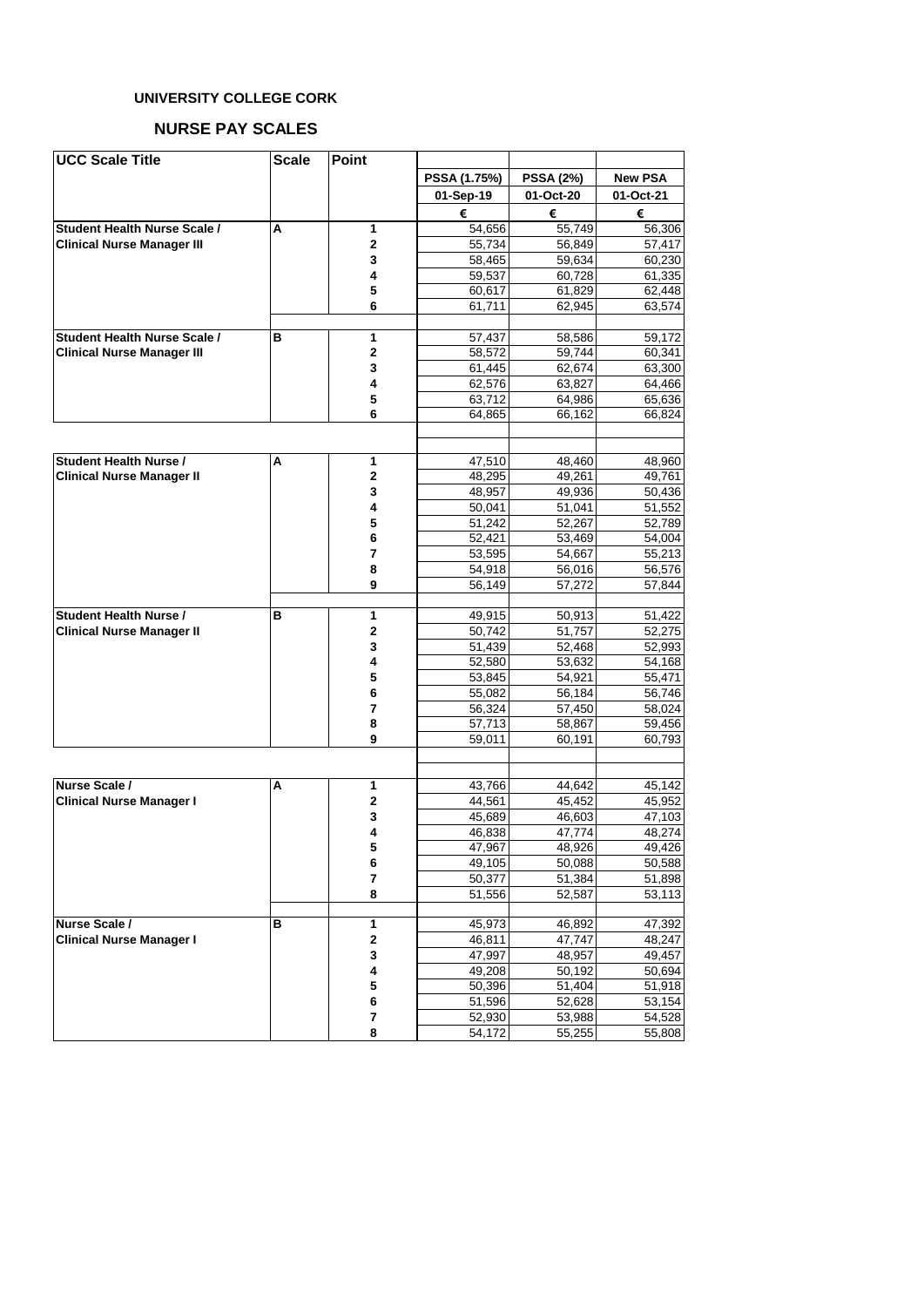**UNIVERSITY COLLEGE CORK**

## NURSE PAY SCALES

| UCC Scale Title | Scale | Point | PSSA (1.75%) | PSSA (2%) | New PSA |
|---|---|---|---|---|---|
| | | | 01-Sep-19 | 01-Oct-20 | 01-Oct-21 |
| | | | € | € | € |
| Student Health Nurse Scale / | A | 1 | 54,656 | 55,749 | 56,306 |
| Clinical Nurse Manager III | | 2 | 55,734 | 56,849 | 57,417 |
| | | 3 | 58,465 | 59,634 | 60,230 |
| | | 4 | 59,537 | 60,728 | 61,335 |
| | | 5 | 60,617 | 61,829 | 62,448 |
| | | 6 | 61,711 | 62,945 | 63,574 |
| | | | | | |
| Student Health Nurse Scale / | B | 1 | 57,437 | 58,586 | 59,172 |
| Clinical Nurse Manager III | | 2 | 58,572 | 59,744 | 60,341 |
| | | 3 | 61,445 | 62,674 | 63,300 |
| | | 4 | 62,576 | 63,827 | 64,466 |
| | | 5 | 63,712 | 64,986 | 65,636 |
| | | 6 | 64,865 | 66,162 | 66,824 |
| | | | | | |
| Student Health Nurse / | A | 1 | 47,510 | 48,460 | 48,960 |
| Clinical Nurse Manager II | | 2 | 48,295 | 49,261 | 49,761 |
| | | 3 | 48,957 | 49,936 | 50,436 |
| | | 4 | 50,041 | 51,041 | 51,552 |
| | | 5 | 51,242 | 52,267 | 52,789 |
| | | 6 | 52,421 | 53,469 | 54,004 |
| | | 7 | 53,595 | 54,667 | 55,213 |
| | | 8 | 54,918 | 56,016 | 56,576 |
| | | 9 | 56,149 | 57,272 | 57,844 |
| | | | | | |
| Student Health Nurse / | B | 1 | 49,915 | 50,913 | 51,422 |
| Clinical Nurse Manager II | | 2 | 50,742 | 51,757 | 52,275 |
| | | 3 | 51,439 | 52,468 | 52,993 |
| | | 4 | 52,580 | 53,632 | 54,168 |
| | | 5 | 53,845 | 54,921 | 55,471 |
| | | 6 | 55,082 | 56,184 | 56,746 |
| | | 7 | 56,324 | 57,450 | 58,024 |
| | | 8 | 57,713 | 58,867 | 59,456 |
| | | 9 | 59,011 | 60,191 | 60,793 |
| | | | | | |
| Nurse Scale / | A | 1 | 43,766 | 44,642 | 45,142 |
| Clinical Nurse Manager I | | 2 | 44,561 | 45,452 | 45,952 |
| | | 3 | 45,689 | 46,603 | 47,103 |
| | | 4 | 46,838 | 47,774 | 48,274 |
| | | 5 | 47,967 | 48,926 | 49,426 |
| | | 6 | 49,105 | 50,088 | 50,588 |
| | | 7 | 50,377 | 51,384 | 51,898 |
| | | 8 | 51,556 | 52,587 | 53,113 |
| | | | | | |
| Nurse Scale / | B | 1 | 45,973 | 46,892 | 47,392 |
| Clinical Nurse Manager I | | 2 | 46,811 | 47,747 | 48,247 |
| | | 3 | 47,997 | 48,957 | 49,457 |
| | | 4 | 49,208 | 50,192 | 50,694 |
| | | 5 | 50,396 | 51,404 | 51,918 |
| | | 6 | 51,596 | 52,628 | 53,154 |
| | | 7 | 52,930 | 53,988 | 54,528 |
| | | 8 | 54,172 | 55,255 | 55,808 |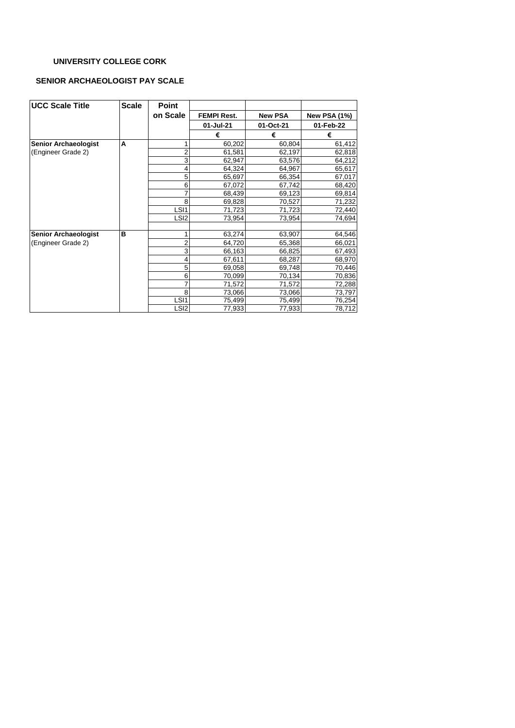**UNIVERSITY COLLEGE CORK**

**SENIOR ARCHAEOLOGIST PAY SCALE**

| UCC Scale Title | Scale | Point on Scale | FEMPI Rest. | New PSA | New PSA (1%) |
|---|---|---|---|---|---|
| | | | 01-Jul-21 | 01-Oct-21 | 01-Feb-22 |
| | | | € | € | € |
| **Senior Archaeologist** | **A** | 1 | 60,202 | 60,804 | 61,412 |
| (Engineer Grade 2) | | 2 | 61,581 | 62,197 | 62,818 |
| | | 3 | 62,947 | 63,576 | 64,212 |
| | | 4 | 64,324 | 64,967 | 65,617 |
| | | 5 | 65,697 | 66,354 | 67,017 |
| | | 6 | 67,072 | 67,742 | 68,420 |
| | | 7 | 68,439 | 69,123 | 69,814 |
| | | 8 | 69,828 | 70,527 | 71,232 |
| | | LSI1 | 71,723 | 71,723 | 72,440 |
| | | LSI2 | 73,954 | 73,954 | 74,694 |
| | | | | | |
| **Senior Archaeologist** | **B** | 1 | 63,274 | 63,907 | 64,546 |
| (Engineer Grade 2) | | 2 | 64,720 | 65,368 | 66,021 |
| | | 3 | 66,163 | 66,825 | 67,493 |
| | | 4 | 67,611 | 68,287 | 68,970 |
| | | 5 | 69,058 | 69,748 | 70,446 |
| | | 6 | 70,099 | 70,134 | 70,836 |
| | | 7 | 71,572 | 71,572 | 72,288 |
| | | 8 | 73,066 | 73,066 | 73,797 |
| | | LSI1 | 75,499 | 75,499 | 76,254 |
| | | LSI2 | 77,933 | 77,933 | 78,712 |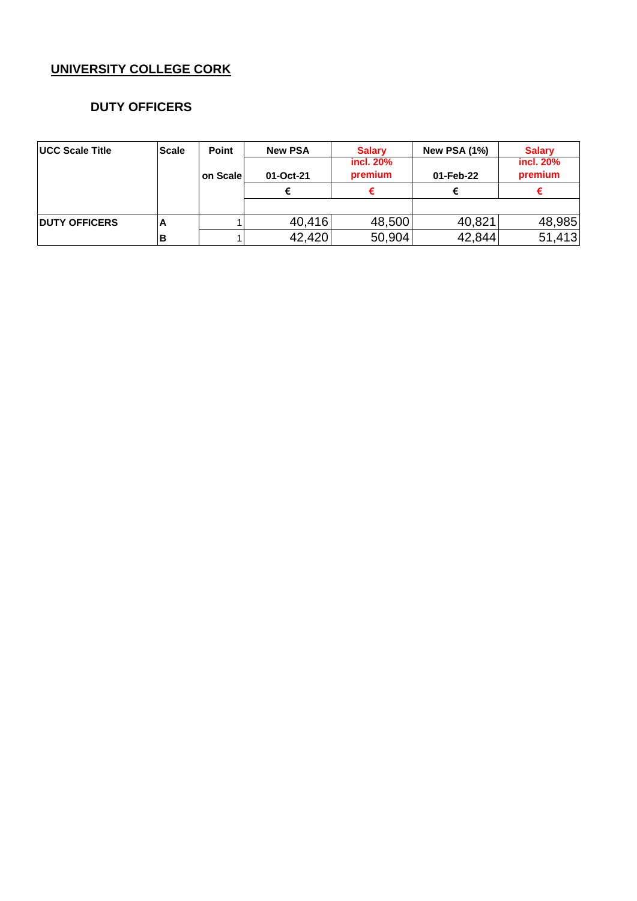# UNIVERSITY COLLEGE CORK

## DUTY OFFICERS

| UCC Scale Title | Scale | Point on Scale | New PSA 01-Oct-21 € | Salary incl. 20% premium € | New PSA (1%) 01-Feb-22 € | Salary incl. 20% premium € |
|---|---|---|---|---|---|---|
| DUTY OFFICERS | A | 1 | 40,416 | 48,500 | 40,821 | 48,985 |
| | B | 1 | 42,420 | 50,904 | 42,844 | 51,413 |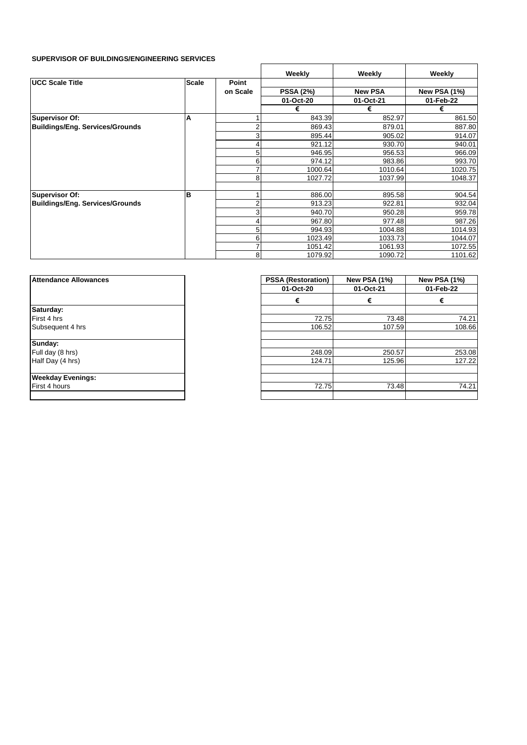**SUPERVISOR OF BUILDINGS/ENGINEERING SERVICES**

| UCC Scale Title | Scale | Point on Scale | Weekly PSSA (2%) 01-Oct-20 € | Weekly New PSA 01-Oct-21 € | Weekly New PSA (1%) 01-Feb-22 € |
|---|---|---|---|---|---|
| **Supervisor Of:** | **A** | 1 | 843.39 | 852.97 | 861.50 |
| **Buildings/Eng. Services/Grounds** | | 2 | 869.43 | 879.01 | 887.80 |
| | | 3 | 895.44 | 905.02 | 914.07 |
| | | 4 | 921.12 | 930.70 | 940.01 |
| | | 5 | 946.95 | 956.53 | 966.09 |
| | | 6 | 974.12 | 983.86 | 993.70 |
| | | 7 | 1000.64 | 1010.64 | 1020.75 |
| | | 8 | 1027.72 | 1037.99 | 1048.37 |
| | | | | | |
| **Supervisor Of:** | **B** | 1 | 886.00 | 895.58 | 904.54 |
| **Buildings/Eng. Services/Grounds** | | 2 | 913.23 | 922.81 | 932.04 |
| | | 3 | 940.70 | 950.28 | 959.78 |
| | | 4 | 967.80 | 977.48 | 987.26 |
| | | 5 | 994.93 | 1004.88 | 1014.93 |
| | | 6 | 1023.49 | 1033.73 | 1044.07 |
| | | 7 | 1051.42 | 1061.93 | 1072.55 |
| | | 8 | 1079.92 | 1090.72 | 1101.62 |

| Attendance Allowances | PSSA (Restoration) 01-Oct-20 € | New PSA (1%) 01-Oct-21 € | New PSA (1%) 01-Feb-22 € |
|---|---|---|---|
| **Saturday:** | | | |
| First 4 hrs | 72.75 | 73.48 | 74.21 |
| Subsequent 4 hrs | 106.52 | 107.59 | 108.66 |
| | | | |
| **Sunday:** | | | |
| Full day (8 hrs) | 248.09 | 250.57 | 253.08 |
| Half Day (4 hrs) | 124.71 | 125.96 | 127.22 |
| | | | |
| **Weekday Evenings:** | | | |
| First 4 hours | 72.75 | 73.48 | 74.21 |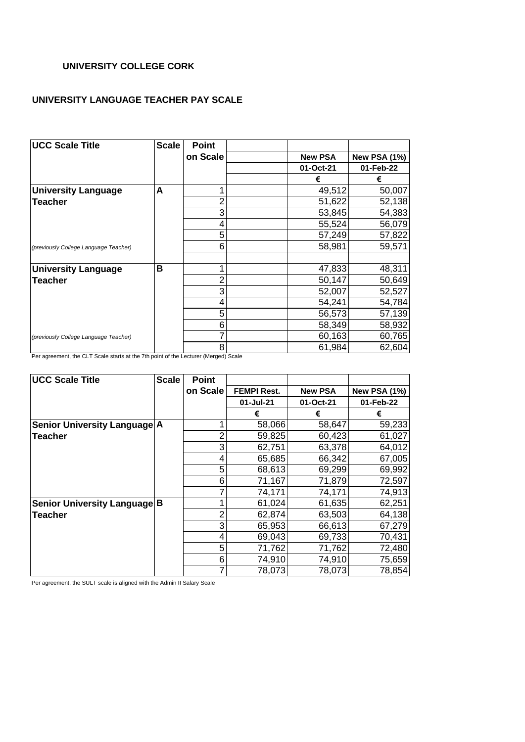# UNIVERSITY COLLEGE CORK

## UNIVERSITY LANGUAGE TEACHER PAY SCALE

| UCC Scale Title | Scale | Point on Scale | | New PSA | New PSA (1%) |
|---|---|---|---|---|---|
| | | | | 01-Oct-21 | 01-Feb-22 |
| | | | | € | € |
| **University Language Teacher** | **A** | 1 | | 49,512 | 50,007 |
| | | 2 | | 51,622 | 52,138 |
| | | 3 | | 53,845 | 54,383 |
| | | 4 | | 55,524 | 56,079 |
| | | 5 | | 57,249 | 57,822 |
| *(previously College Language Teacher)* | | 6 | | 58,981 | 59,571 |
| | | | | | |
| **University Language Teacher** | **B** | 1 | | 47,833 | 48,311 |
| | | 2 | | 50,147 | 50,649 |
| | | 3 | | 52,007 | 52,527 |
| | | 4 | | 54,241 | 54,784 |
| | | 5 | | 56,573 | 57,139 |
| | | 6 | | 58,349 | 58,932 |
| *(previously College Language Teacher)* | | 7 | | 60,163 | 60,765 |
| | | 8 | | 61,984 | 62,604 |

Per agreement, the CLT Scale starts at the 7th point of the Lecturer (Merged) Scale

| UCC Scale Title | Scale | Point on Scale | FEMPI Rest. | New PSA | New PSA (1%) |
|---|---|---|---|---|---|
| | | | 01-Jul-21 | 01-Oct-21 | 01-Feb-22 |
| | | | € | € | € |
| **Senior University Language Teacher** | **A** | 1 | 58,066 | 58,647 | 59,233 |
| | | 2 | 59,825 | 60,423 | 61,027 |
| | | 3 | 62,751 | 63,378 | 64,012 |
| | | 4 | 65,685 | 66,342 | 67,005 |
| | | 5 | 68,613 | 69,299 | 69,992 |
| | | 6 | 71,167 | 71,879 | 72,597 |
| | | 7 | 74,171 | 74,171 | 74,913 |
| **Senior University Language Teacher** | **B** | 1 | 61,024 | 61,635 | 62,251 |
| | | 2 | 62,874 | 63,503 | 64,138 |
| | | 3 | 65,953 | 66,613 | 67,279 |
| | | 4 | 69,043 | 69,733 | 70,431 |
| | | 5 | 71,762 | 71,762 | 72,480 |
| | | 6 | 74,910 | 74,910 | 75,659 |
| | | 7 | 78,073 | 78,073 | 78,854 |

Per agreement, the SULT scale is aligned with the Admin II Salary Scale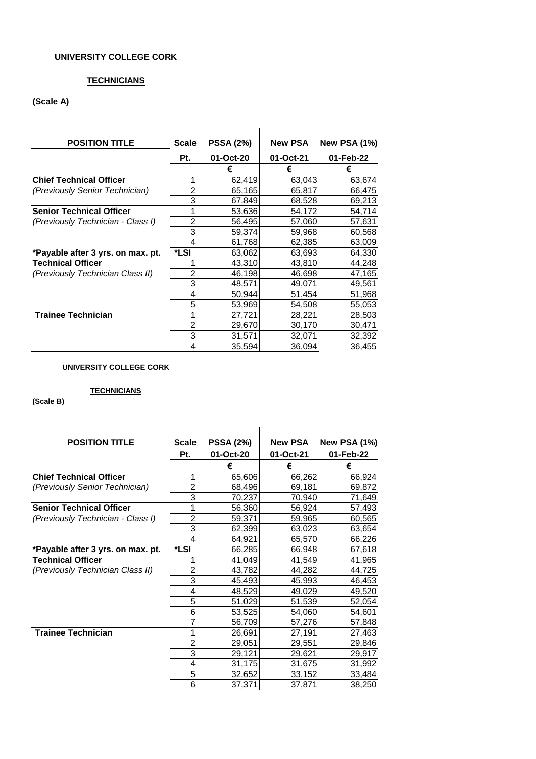**UNIVERSITY COLLEGE CORK**

**TECHNICIANS**

**(Scale A)**

| POSITION TITLE | Scale | PSSA (2%) | New PSA | New PSA (1%) |
|---|---|---|---|---|
| | Pt. | 01-Oct-20 | 01-Oct-21 | 01-Feb-22 |
| | | € | € | € |
| **Chief Technical Officer** | 1 | 62,419 | 63,043 | 63,674 |
| *(Previously Senior Technician)* | 2 | 65,165 | 65,817 | 66,475 |
| | 3 | 67,849 | 68,528 | 69,213 |
| **Senior Technical Officer** | 1 | 53,636 | 54,172 | 54,714 |
| *(Previously Technician - Class I)* | 2 | 56,495 | 57,060 | 57,631 |
| | 3 | 59,374 | 59,968 | 60,568 |
| | 4 | 61,768 | 62,385 | 63,009 |
| **\*Payable after 3 yrs. on max. pt.** | **\*LSI** | 63,062 | 63,693 | 64,330 |
| **Technical Officer** | 1 | 43,310 | 43,810 | 44,248 |
| *(Previously Technician Class II)* | 2 | 46,198 | 46,698 | 47,165 |
| | 3 | 48,571 | 49,071 | 49,561 |
| | 4 | 50,944 | 51,454 | 51,968 |
| | 5 | 53,969 | 54,508 | 55,053 |
| **Trainee Technician** | 1 | 27,721 | 28,221 | 28,503 |
| | 2 | 29,670 | 30,170 | 30,471 |
| | 3 | 31,571 | 32,071 | 32,392 |
| | 4 | 35,594 | 36,094 | 36,455 |

**UNIVERSITY COLLEGE CORK**

**TECHNICIANS**

**(Scale B)**

| POSITION TITLE | Scale | PSSA (2%) | New PSA | New PSA (1%) |
|---|---|---|---|---|
| | Pt. | 01-Oct-20 | 01-Oct-21 | 01-Feb-22 |
| | | € | € | € |
| **Chief Technical Officer** | 1 | 65,606 | 66,262 | 66,924 |
| *(Previously Senior Technician)* | 2 | 68,496 | 69,181 | 69,872 |
| | 3 | 70,237 | 70,940 | 71,649 |
| **Senior Technical Officer** | 1 | 56,360 | 56,924 | 57,493 |
| *(Previously Technician - Class I)* | 2 | 59,371 | 59,965 | 60,565 |
| | 3 | 62,399 | 63,023 | 63,654 |
| | 4 | 64,921 | 65,570 | 66,226 |
| **\*Payable after 3 yrs. on max. pt.** | **\*LSI** | 66,285 | 66,948 | 67,618 |
| **Technical Officer** | 1 | 41,049 | 41,549 | 41,965 |
| *(Previously Technician Class II)* | 2 | 43,782 | 44,282 | 44,725 |
| | 3 | 45,493 | 45,993 | 46,453 |
| | 4 | 48,529 | 49,029 | 49,520 |
| | 5 | 51,029 | 51,539 | 52,054 |
| | 6 | 53,525 | 54,060 | 54,601 |
| | 7 | 56,709 | 57,276 | 57,848 |
| **Trainee Technician** | 1 | 26,691 | 27,191 | 27,463 |
| | 2 | 29,051 | 29,551 | 29,846 |
| | 3 | 29,121 | 29,621 | 29,917 |
| | 4 | 31,175 | 31,675 | 31,992 |
| | 5 | 32,652 | 33,152 | 33,484 |
| | 6 | 37,371 | 37,871 | 38,250 |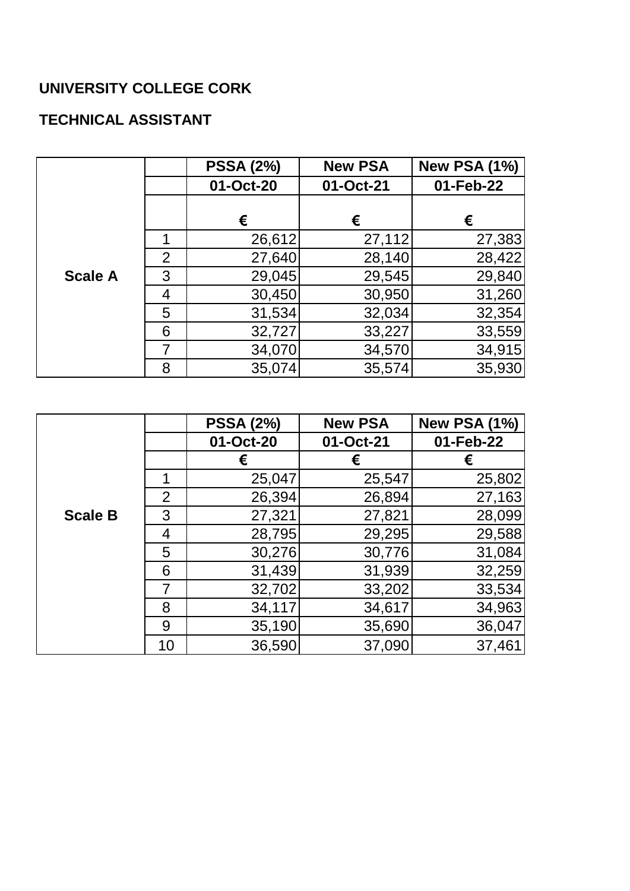**UNIVERSITY COLLEGE CORK**

**TECHNICAL ASSISTANT**

| | | PSSA (2%) | New PSA | New PSA (1%) |
|---|---|---|---|---|
| | | 01-Oct-20 | 01-Oct-21 | 01-Feb-22 |
| | | € | € | € |
| Scale A | 1 | 26,612 | 27,112 | 27,383 |
| | 2 | 27,640 | 28,140 | 28,422 |
| | 3 | 29,045 | 29,545 | 29,840 |
| | 4 | 30,450 | 30,950 | 31,260 |
| | 5 | 31,534 | 32,034 | 32,354 |
| | 6 | 32,727 | 33,227 | 33,559 |
| | 7 | 34,070 | 34,570 | 34,915 |
| | 8 | 35,074 | 35,574 | 35,930 |

| | | PSSA (2%) | New PSA | New PSA (1%) |
|---|---|---|---|---|
| | | 01-Oct-20 | 01-Oct-21 | 01-Feb-22 |
| | | € | € | € |
| Scale B | 1 | 25,047 | 25,547 | 25,802 |
| | 2 | 26,394 | 26,894 | 27,163 |
| | 3 | 27,321 | 27,821 | 28,099 |
| | 4 | 28,795 | 29,295 | 29,588 |
| | 5 | 30,276 | 30,776 | 31,084 |
| | 6 | 31,439 | 31,939 | 32,259 |
| | 7 | 32,702 | 33,202 | 33,534 |
| | 8 | 34,117 | 34,617 | 34,963 |
| | 9 | 35,190 | 35,690 | 36,047 |
| | 10 | 36,590 | 37,090 | 37,461 |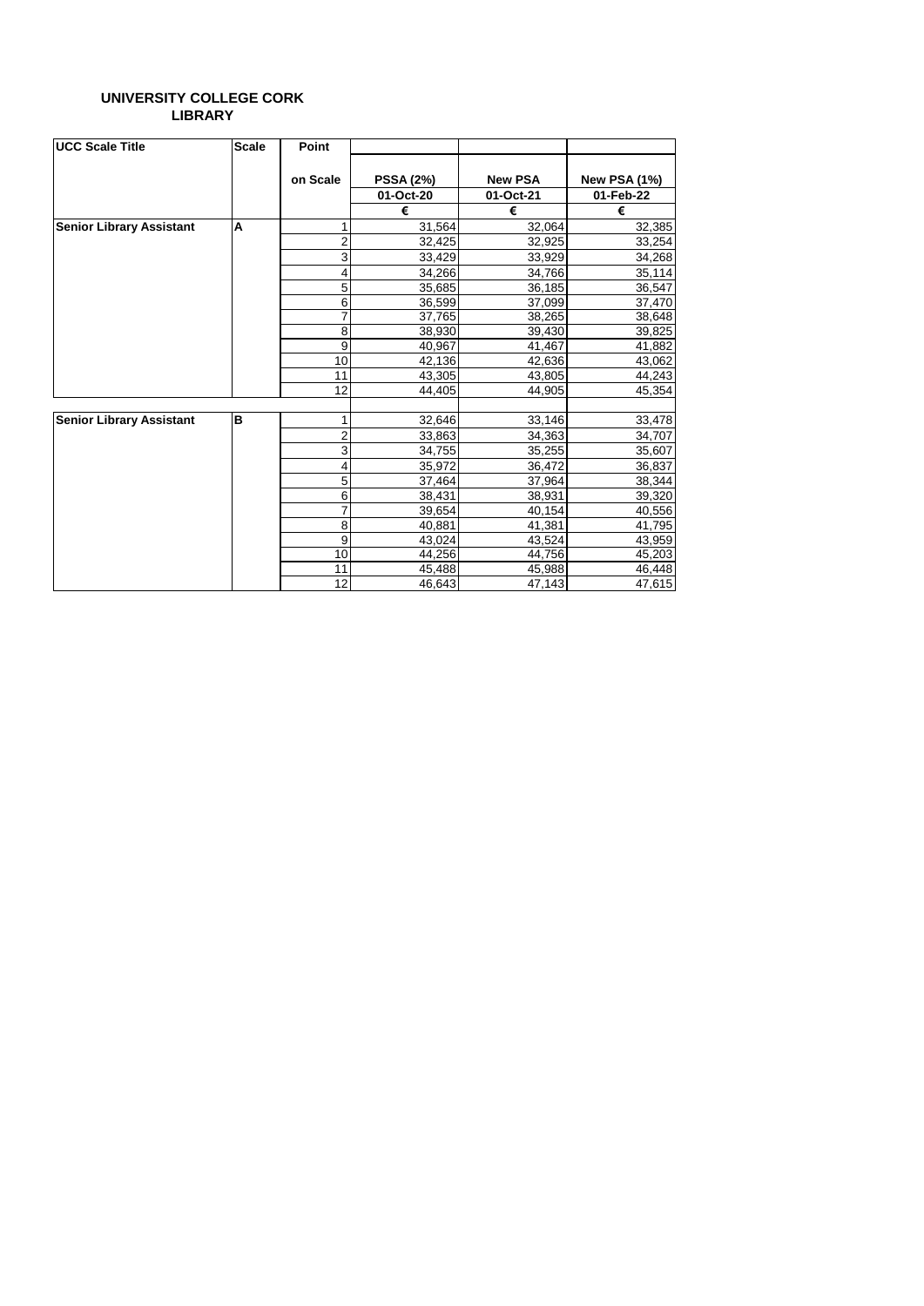**UNIVERSITY COLLEGE CORK**
**LIBRARY**

| UCC Scale Title | Scale | Point on Scale | PSSA (2%) 01-Oct-20 | New PSA 01-Oct-21 | New PSA (1%) 01-Feb-22 |
|---|---|---|---|---|---|
| | | | € | € | € |
| **Senior Library Assistant** | **A** | 1 | 31,564 | 32,064 | 32,385 |
| | | 2 | 32,425 | 32,925 | 33,254 |
| | | 3 | 33,429 | 33,929 | 34,268 |
| | | 4 | 34,266 | 34,766 | 35,114 |
| | | 5 | 35,685 | 36,185 | 36,547 |
| | | 6 | 36,599 | 37,099 | 37,470 |
| | | 7 | 37,765 | 38,265 | 38,648 |
| | | 8 | 38,930 | 39,430 | 39,825 |
| | | 9 | 40,967 | 41,467 | 41,882 |
| | | 10 | 42,136 | 42,636 | 43,062 |
| | | 11 | 43,305 | 43,805 | 44,243 |
| | | 12 | 44,405 | 44,905 | 45,354 |
| | | | | | |
| **Senior Library Assistant** | **B** | 1 | 32,646 | 33,146 | 33,478 |
| | | 2 | 33,863 | 34,363 | 34,707 |
| | | 3 | 34,755 | 35,255 | 35,607 |
| | | 4 | 35,972 | 36,472 | 36,837 |
| | | 5 | 37,464 | 37,964 | 38,344 |
| | | 6 | 38,431 | 38,931 | 39,320 |
| | | 7 | 39,654 | 40,154 | 40,556 |
| | | 8 | 40,881 | 41,381 | 41,795 |
| | | 9 | 43,024 | 43,524 | 43,959 |
| | | 10 | 44,256 | 44,756 | 45,203 |
| | | 11 | 45,488 | 45,988 | 46,448 |
| | | 12 | 46,643 | 47,143 | 47,615 |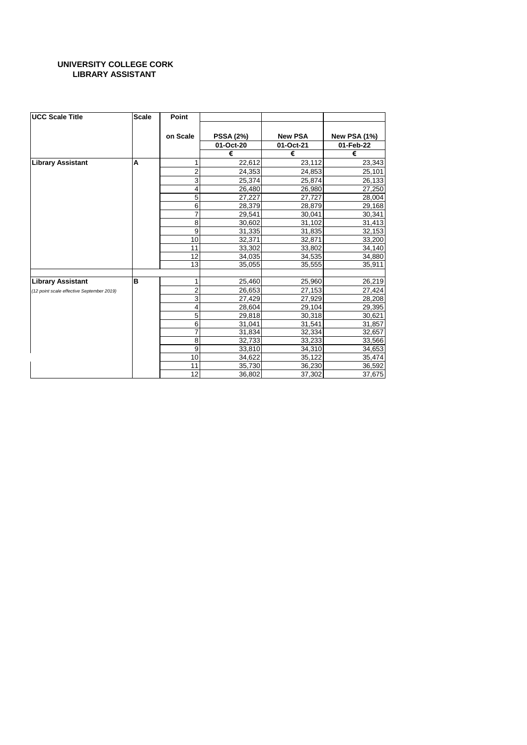**UNIVERSITY COLLEGE CORK**
**LIBRARY ASSISTANT**

| UCC Scale Title | Scale | Point on Scale | PSSA (2%) 01-Oct-20 | New PSA 01-Oct-21 | New PSA (1%) 01-Feb-22 |
|---|---|---|---|---|---|
| | | | € | € | € |
| **Library Assistant** | **A** | 1 | 22,612 | 23,112 | 23,343 |
| | | 2 | 24,353 | 24,853 | 25,101 |
| | | 3 | 25,374 | 25,874 | 26,133 |
| | | 4 | 26,480 | 26,980 | 27,250 |
| | | 5 | 27,227 | 27,727 | 28,004 |
| | | 6 | 28,379 | 28,879 | 29,168 |
| | | 7 | 29,541 | 30,041 | 30,341 |
| | | 8 | 30,602 | 31,102 | 31,413 |
| | | 9 | 31,335 | 31,835 | 32,153 |
| | | 10 | 32,371 | 32,871 | 33,200 |
| | | 11 | 33,302 | 33,802 | 34,140 |
| | | 12 | 34,035 | 34,535 | 34,880 |
| | | 13 | 35,055 | 35,555 | 35,911 |
| | | | | | |
| **Library Assistant** | **B** | 1 | 25,460 | 25,960 | 26,219 |
| *(12 point scale effective September 2019)* | | 2 | 26,653 | 27,153 | 27,424 |
| | | 3 | 27,429 | 27,929 | 28,208 |
| | | 4 | 28,604 | 29,104 | 29,395 |
| | | 5 | 29,818 | 30,318 | 30,621 |
| | | 6 | 31,041 | 31,541 | 31,857 |
| | | 7 | 31,834 | 32,334 | 32,657 |
| | | 8 | 32,733 | 33,233 | 33,566 |
| | | 9 | 33,810 | 34,310 | 34,653 |
| | | 10 | 34,622 | 35,122 | 35,474 |
| | | 11 | 35,730 | 36,230 | 36,592 |
| | | 12 | 36,802 | 37,302 | 37,675 |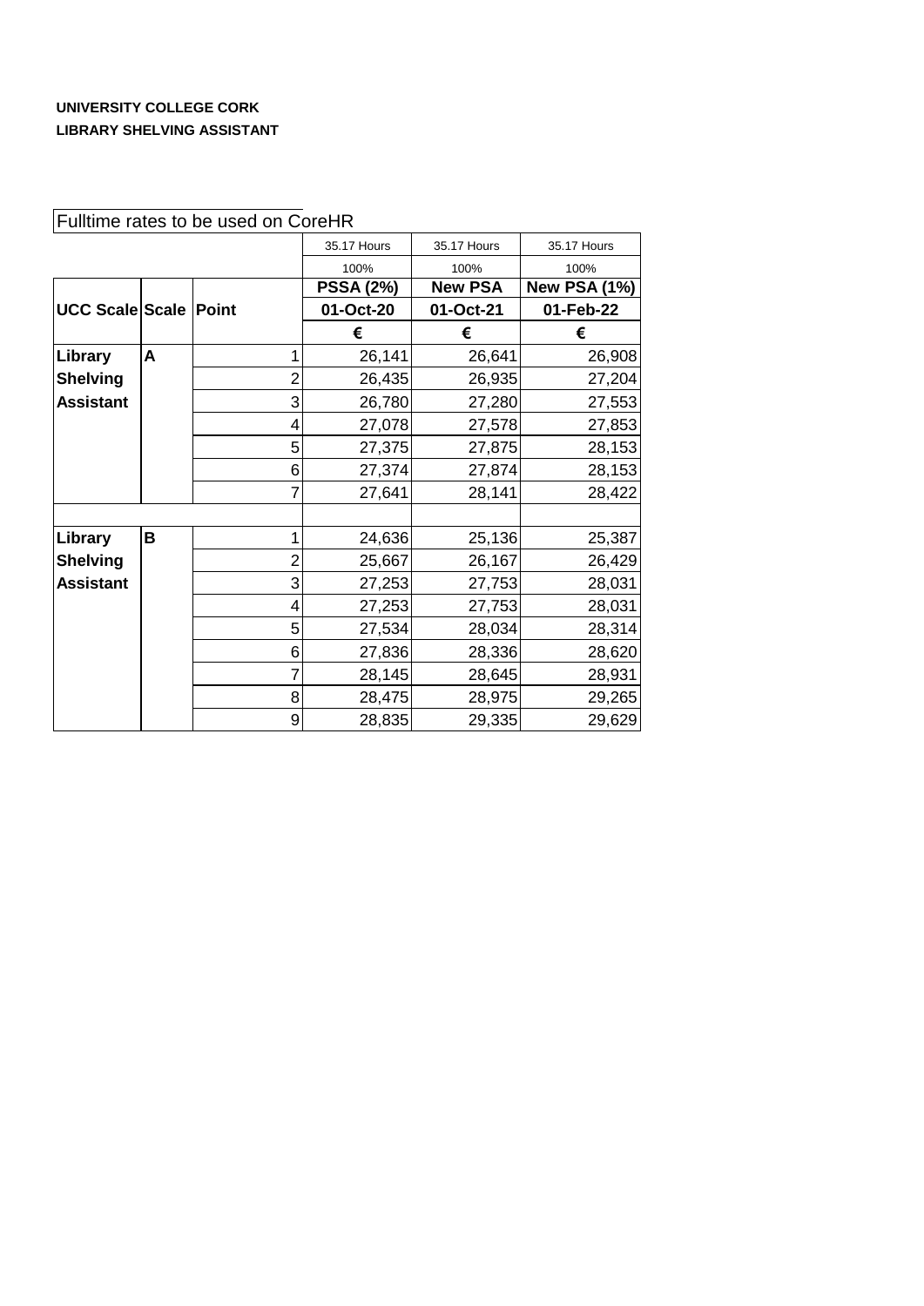**UNIVERSITY COLLEGE CORK**

**LIBRARY SHELVING ASSISTANT**

Fulltime rates to be used on CoreHR

| | | | 35.17 Hours | 35.17 Hours | 35.17 Hours |
|---|---|---|---|---|---|
| | | | 100% | 100% | 100% |
| | | | **PSSA (2%)** | **New PSA** | **New PSA (1%)** |
| **UCC Scale** | **Scale** | **Point** | **01-Oct-20** | **01-Oct-21** | **01-Feb-22** |
| | | | **€** | **€** | **€** |
| **Library Shelving Assistant** | **A** | 1 | 26,141 | 26,641 | 26,908 |
| | | 2 | 26,435 | 26,935 | 27,204 |
| | | 3 | 26,780 | 27,280 | 27,553 |
| | | 4 | 27,078 | 27,578 | 27,853 |
| | | 5 | 27,375 | 27,875 | 28,153 |
| | | 6 | 27,374 | 27,874 | 28,153 |
| | | 7 | 27,641 | 28,141 | 28,422 |
| | | | | | |
| **Library Shelving Assistant** | **B** | 1 | 24,636 | 25,136 | 25,387 |
| | | 2 | 25,667 | 26,167 | 26,429 |
| | | 3 | 27,253 | 27,753 | 28,031 |
| | | 4 | 27,253 | 27,753 | 28,031 |
| | | 5 | 27,534 | 28,034 | 28,314 |
| | | 6 | 27,836 | 28,336 | 28,620 |
| | | 7 | 28,145 | 28,645 | 28,931 |
| | | 8 | 28,475 | 28,975 | 29,265 |
| | | 9 | 28,835 | 29,335 | 29,629 |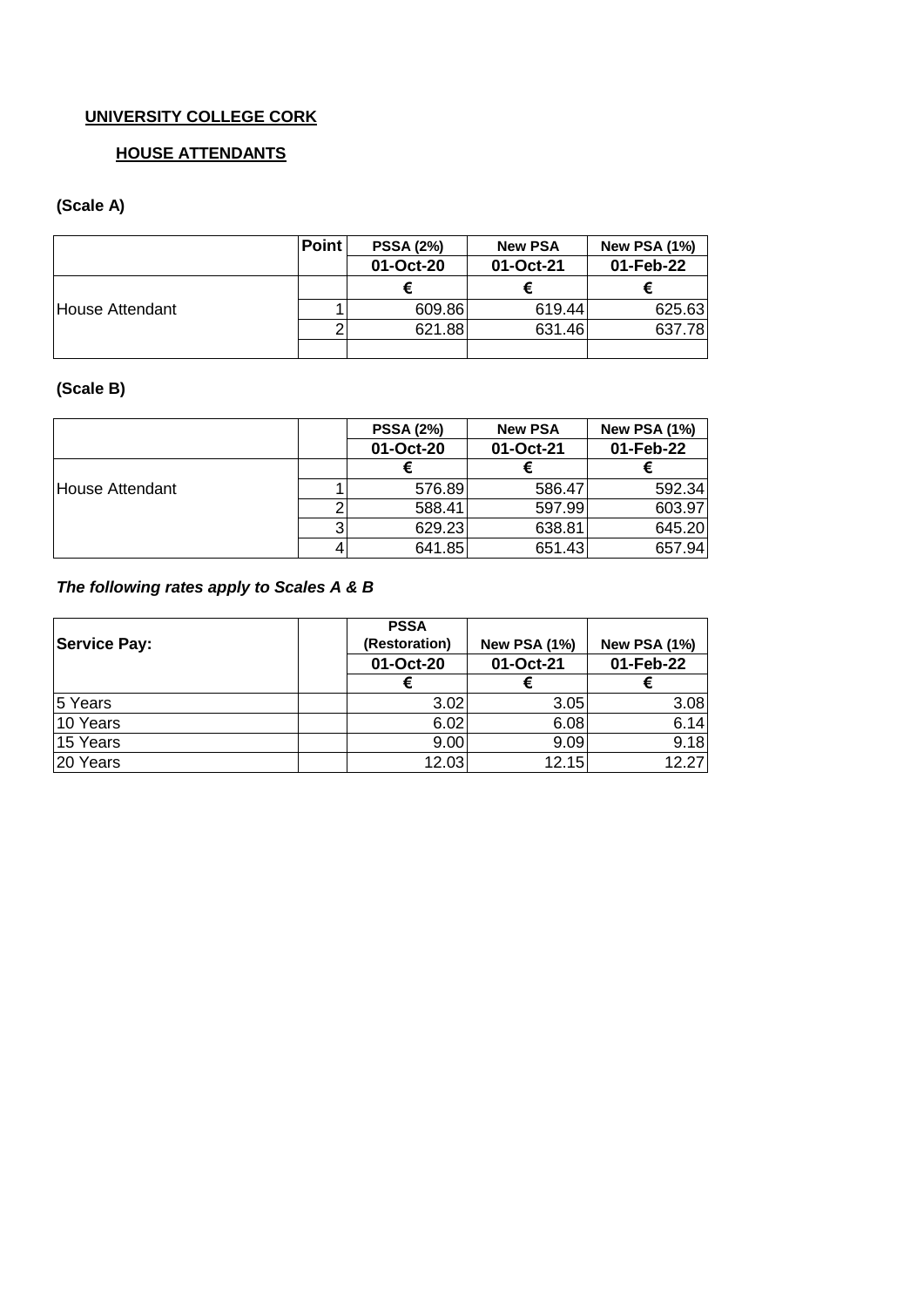**UNIVERSITY COLLEGE CORK**

**HOUSE ATTENDANTS**

**(Scale A)**

| | Point | PSSA (2%) | New PSA | New PSA (1%) |
|---|---|---|---|---|
| | | 01-Oct-20 | 01-Oct-21 | 01-Feb-22 |
| | | € | € | € |
| House Attendant | 1 | 609.86 | 619.44 | 625.63 |
| | 2 | 621.88 | 631.46 | 637.78 |
| | | | | |

**(Scale B)**

| | | PSSA (2%) | New PSA | New PSA (1%) |
|---|---|---|---|---|
| | | 01-Oct-20 | 01-Oct-21 | 01-Feb-22 |
| | | € | € | € |
| House Attendant | 1 | 576.89 | 586.47 | 592.34 |
| | 2 | 588.41 | 597.99 | 603.97 |
| | 3 | 629.23 | 638.81 | 645.20 |
| | 4 | 641.85 | 651.43 | 657.94 |

***The following rates apply to Scales A & B***

| Service Pay: | | PSSA (Restoration) | New PSA (1%) | New PSA (1%) |
|---|---|---|---|---|
| | | 01-Oct-20 | 01-Oct-21 | 01-Feb-22 |
| | | € | € | € |
| 5 Years | | 3.02 | 3.05 | 3.08 |
| 10 Years | | 6.02 | 6.08 | 6.14 |
| 15 Years | | 9.00 | 9.09 | 9.18 |
| 20 Years | | 12.03 | 12.15 | 12.27 |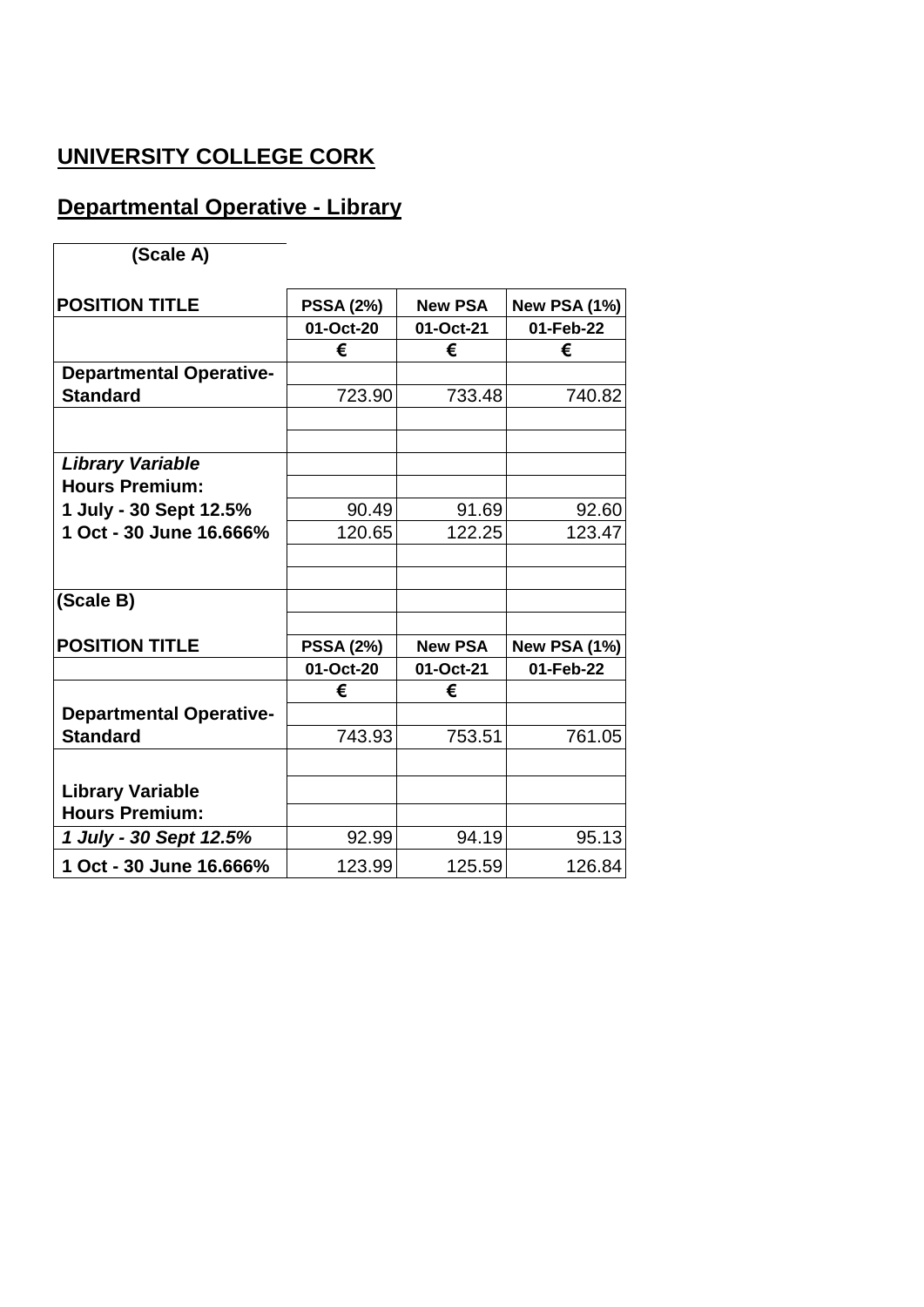# UNIVERSITY COLLEGE CORK

## Departmental Operative - Library

| (Scale A) | | | |
|---|---|---|---|
| **POSITION TITLE** | **PSSA (2%)** | **New PSA** | **New PSA (1%)** |
| | **01-Oct-20** | **01-Oct-21** | **01-Feb-22** |
| | **€** | **€** | **€** |
| **Departmental Operative-Standard** | 723.90 | 733.48 | 740.82 |
| | | | |
| ***Library Variable*** **Hours Premium:** | | | |
| **1 July - 30 Sept 12.5%** | 90.49 | 91.69 | 92.60 |
| **1 Oct - 30 June 16.666%** | 120.65 | 122.25 | 123.47 |
| | | | |
| **(Scale B)** | | | |
| **POSITION TITLE** | **PSSA (2%)** | **New PSA** | **New PSA (1%)** |
| | **01-Oct-20** | **01-Oct-21** | **01-Feb-22** |
| | **€** | **€** | |
| **Departmental Operative-Standard** | 743.93 | 753.51 | 761.05 |
| | | | |
| **Library Variable Hours Premium:** | | | |
| ***1 July - 30 Sept 12.5%*** | 92.99 | 94.19 | 95.13 |
| **1 Oct - 30 June 16.666%** | 123.99 | 125.59 | 126.84 |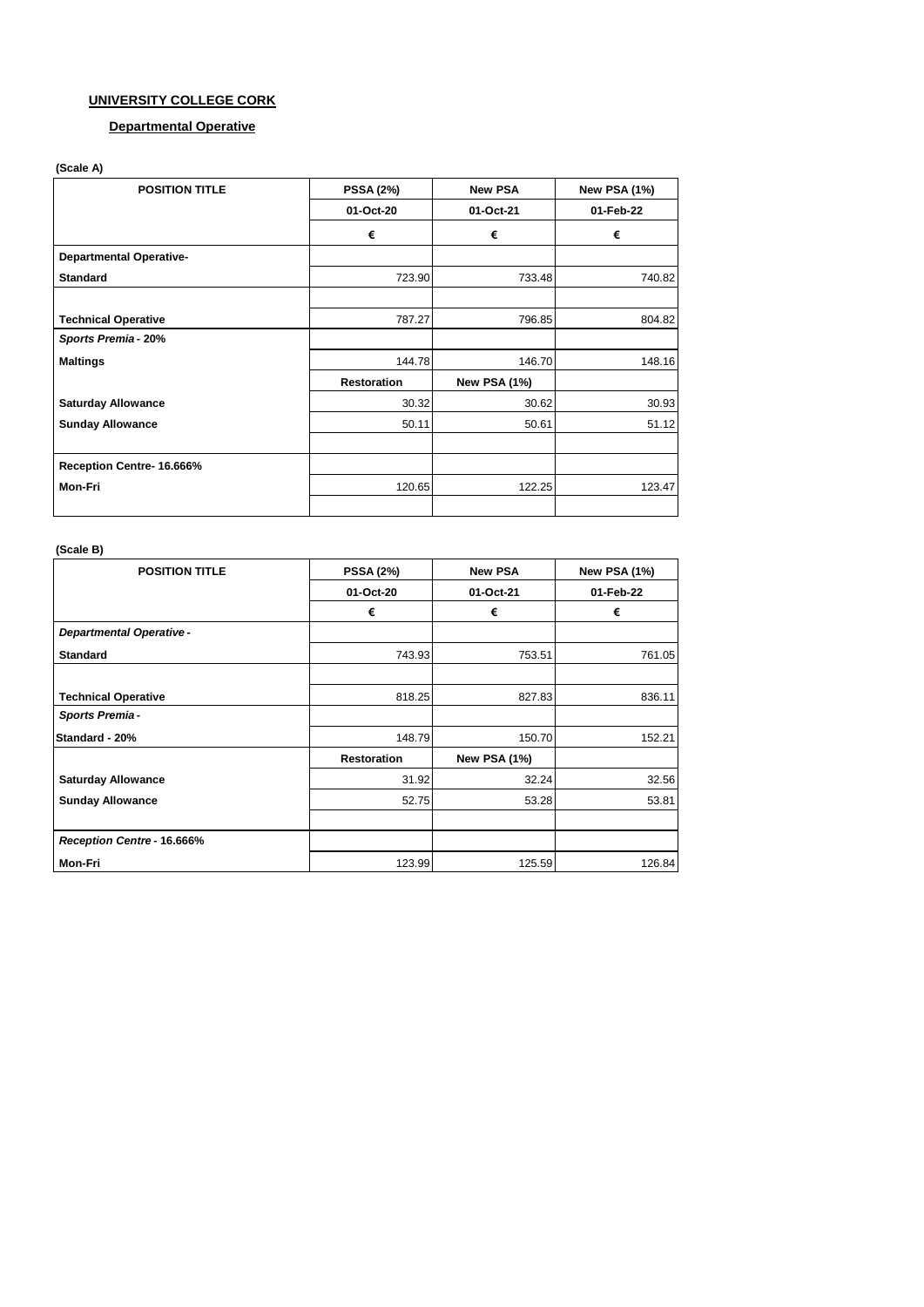**UNIVERSITY COLLEGE CORK**

**Departmental Operative**

**(Scale A)**

| POSITION TITLE | PSSA (2%) | New PSA | New PSA (1%) |
|---|---|---|---|
| | 01-Oct-20 | 01-Oct-21 | 01-Feb-22 |
| | € | € | € |
| **Departmental Operative-** | | | |
| **Standard** | 723.90 | 733.48 | 740.82 |
| | | | |
| **Technical Operative** | 787.27 | 796.85 | 804.82 |
| ***Sports Premia - 20%*** | | | |
| **Maltings** | 144.78 | 146.70 | 148.16 |
| | **Restoration** | **New PSA (1%)** | |
| **Saturday Allowance** | 30.32 | 30.62 | 30.93 |
| **Sunday Allowance** | 50.11 | 50.61 | 51.12 |
| | | | |
| **Reception Centre- 16.666%** | | | |
| **Mon-Fri** | 120.65 | 122.25 | 123.47 |
| | | | |

**(Scale B)**

| POSITION TITLE | PSSA (2%) | New PSA | New PSA (1%) |
|---|---|---|---|
| | 01-Oct-20 | 01-Oct-21 | 01-Feb-22 |
| | € | € | € |
| ***Departmental Operative -*** | | | |
| **Standard** | 743.93 | 753.51 | 761.05 |
| | | | |
| **Technical Operative** | 818.25 | 827.83 | 836.11 |
| ***Sports Premia -*** | | | |
| **Standard - 20%** | 148.79 | 150.70 | 152.21 |
| | **Restoration** | **New PSA (1%)** | |
| **Saturday Allowance** | 31.92 | 32.24 | 32.56 |
| **Sunday Allowance** | 52.75 | 53.28 | 53.81 |
| | | | |
| ***Reception Centre - 16.666%*** | | | |
| **Mon-Fri** | 123.99 | 125.59 | 126.84 |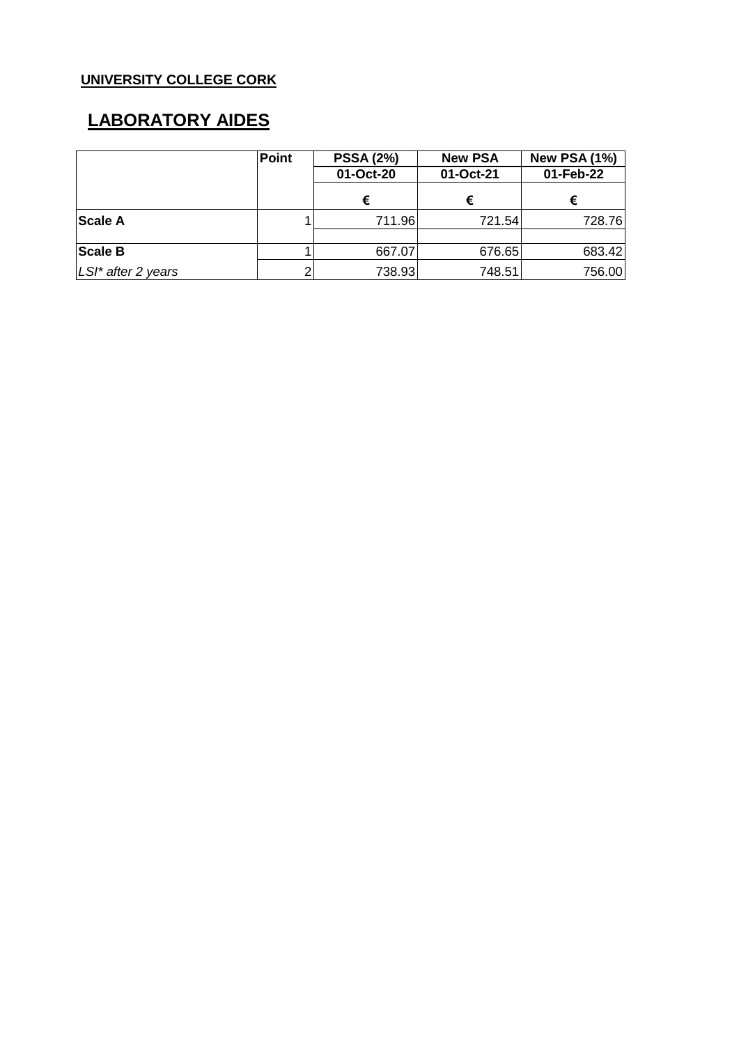**UNIVERSITY COLLEGE CORK**

# LABORATORY AIDES

| | Point | PSSA (2%) | New PSA | New PSA (1%) |
|---|---|---|---|---|
| | | 01-Oct-20 | 01-Oct-21 | 01-Feb-22 |
| | | € | € | € |
| **Scale A** | 1 | 711.96 | 721.54 | 728.76 |
| | | | | |
| **Scale B** | 1 | 667.07 | 676.65 | 683.42 |
| *LSI* after 2 years* | 2 | 738.93 | 748.51 | 756.00 |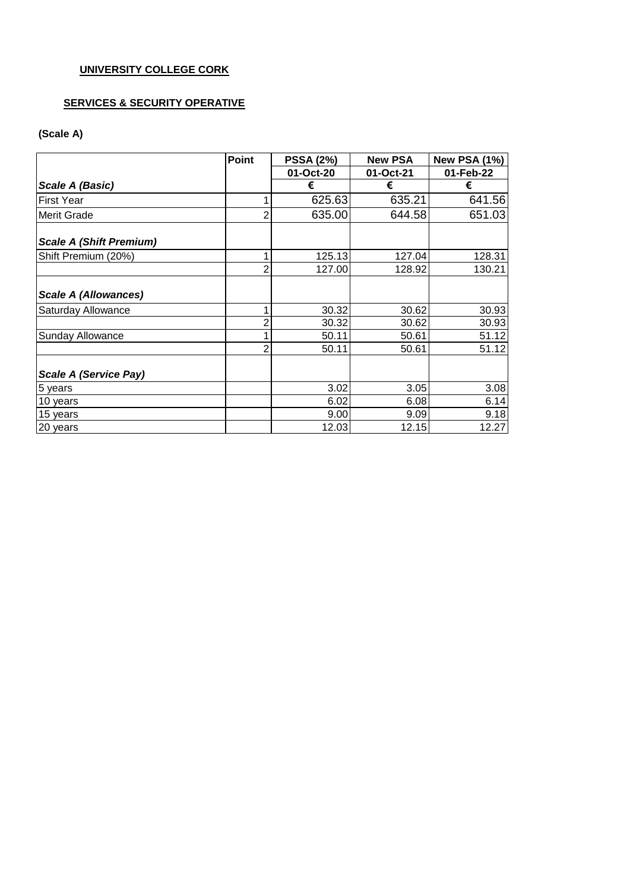**UNIVERSITY COLLEGE CORK**

**SERVICES & SECURITY OPERATIVE**

**(Scale A)**

| | Point | PSSA (2%) | New PSA | New PSA (1%) |
|---|---|---|---|---|
| | | 01-Oct-20 | 01-Oct-21 | 01-Feb-22 |
| ***Scale A (Basic)*** | | € | € | € |
| First Year | 1 | 625.63 | 635.21 | 641.56 |
| Merit Grade | 2 | 635.00 | 644.58 | 651.03 |
| ***Scale A (Shift Premium)*** | | | | |
| Shift Premium (20%) | 1 | 125.13 | 127.04 | 128.31 |
| | 2 | 127.00 | 128.92 | 130.21 |
| ***Scale A (Allowances)*** | | | | |
| Saturday Allowance | 1 | 30.32 | 30.62 | 30.93 |
| | 2 | 30.32 | 30.62 | 30.93 |
| Sunday Allowance | 1 | 50.11 | 50.61 | 51.12 |
| | 2 | 50.11 | 50.61 | 51.12 |
| ***Scale A (Service Pay)*** | | | | |
| 5 years | | 3.02 | 3.05 | 3.08 |
| 10 years | | 6.02 | 6.08 | 6.14 |
| 15 years | | 9.00 | 9.09 | 9.18 |
| 20 years | | 12.03 | 12.15 | 12.27 |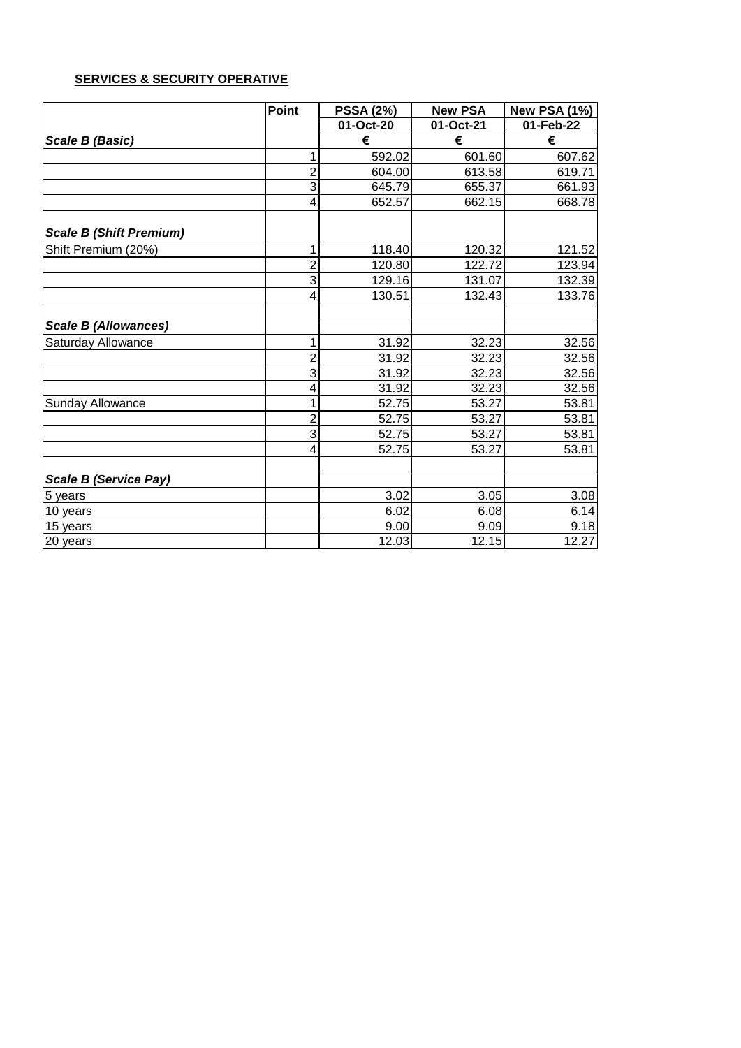**SERVICES & SECURITY OPERATIVE**

| | Point | PSSA (2%) | New PSA | New PSA (1%) |
|---|---|---|---|---|
| | | 01-Oct-20 | 01-Oct-21 | 01-Feb-22 |
| ***Scale B (Basic)*** | | € | € | € |
| | 1 | 592.02 | 601.60 | 607.62 |
| | 2 | 604.00 | 613.58 | 619.71 |
| | 3 | 645.79 | 655.37 | 661.93 |
| | 4 | 652.57 | 662.15 | 668.78 |
| ***Scale B (Shift Premium)*** | | | | |
| Shift Premium (20%) | 1 | 118.40 | 120.32 | 121.52 |
| | 2 | 120.80 | 122.72 | 123.94 |
| | 3 | 129.16 | 131.07 | 132.39 |
| | 4 | 130.51 | 132.43 | 133.76 |
| ***Scale B (Allowances)*** | | | | |
| Saturday Allowance | 1 | 31.92 | 32.23 | 32.56 |
| | 2 | 31.92 | 32.23 | 32.56 |
| | 3 | 31.92 | 32.23 | 32.56 |
| | 4 | 31.92 | 32.23 | 32.56 |
| Sunday Allowance | 1 | 52.75 | 53.27 | 53.81 |
| | 2 | 52.75 | 53.27 | 53.81 |
| | 3 | 52.75 | 53.27 | 53.81 |
| | 4 | 52.75 | 53.27 | 53.81 |
| ***Scale B (Service Pay)*** | | | | |
| 5 years | | 3.02 | 3.05 | 3.08 |
| 10 years | | 6.02 | 6.08 | 6.14 |
| 15 years | | 9.00 | 9.09 | 9.18 |
| 20 years | | 12.03 | 12.15 | 12.27 |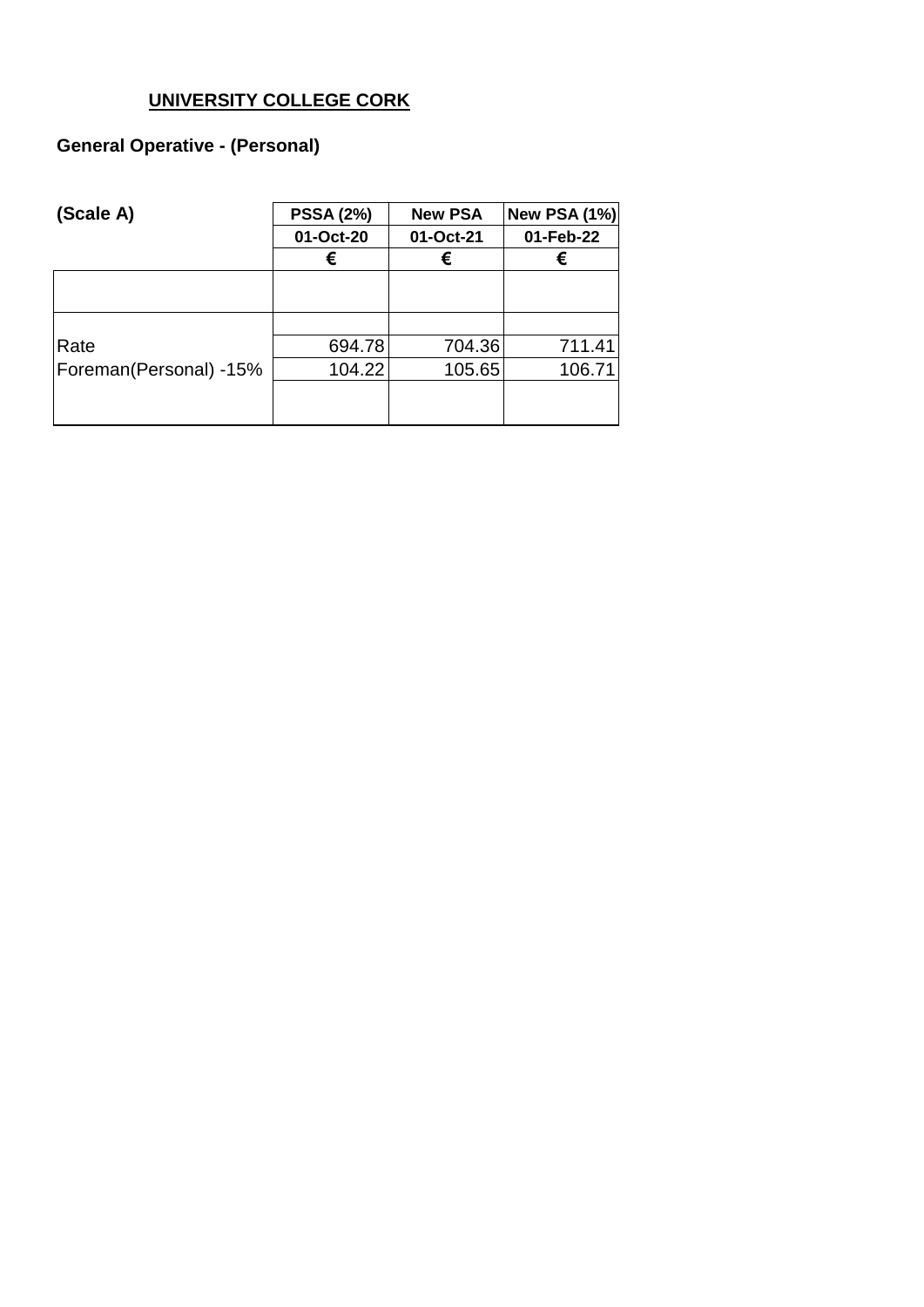**UNIVERSITY COLLEGE CORK**

**General Operative - (Personal)**

| **(Scale A)** | **PSSA (2%)** | **New PSA** | **New PSA (1%)** |
|---|---|---|---|
| | **01-Oct-20** | **01-Oct-21** | **01-Feb-22** |
| | **€** | **€** | **€** |
| Rate | 694.78 | 704.36 | 711.41 |
| Foreman(Personal) -15% | 104.22 | 105.65 | 106.71 |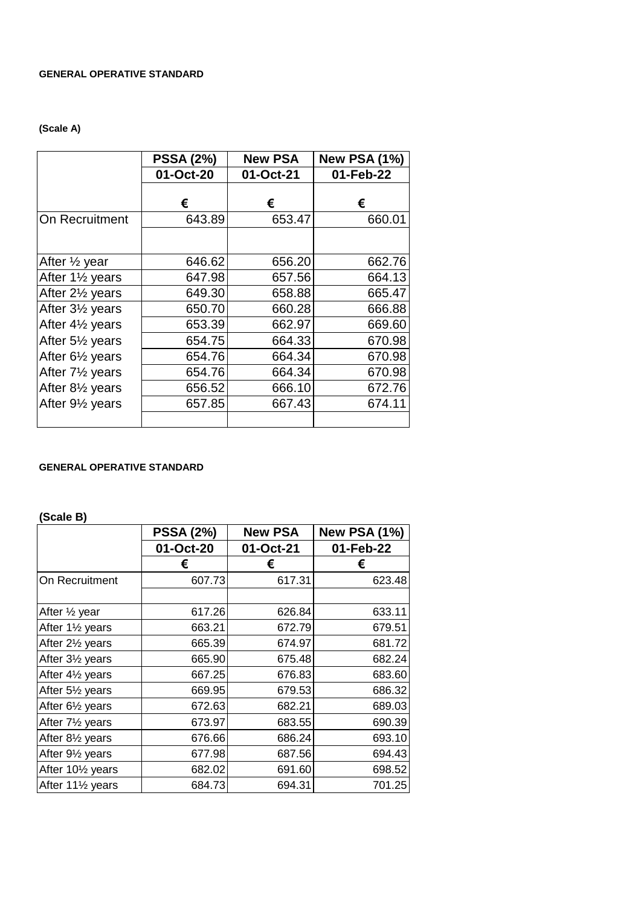**GENERAL OPERATIVE STANDARD**

**(Scale A)**

| | PSSA (2%) | New PSA | New PSA (1%) |
|---|---|---|---|
| | 01-Oct-20 | 01-Oct-21 | 01-Feb-22 |
| | € | € | € |
| On Recruitment | 643.89 | 653.47 | 660.01 |
| | | | |
| After ½ year | 646.62 | 656.20 | 662.76 |
| After 1½ years | 647.98 | 657.56 | 664.13 |
| After 2½ years | 649.30 | 658.88 | 665.47 |
| After 3½ years | 650.70 | 660.28 | 666.88 |
| After 4½ years | 653.39 | 662.97 | 669.60 |
| After 5½ years | 654.75 | 664.33 | 670.98 |
| After 6½ years | 654.76 | 664.34 | 670.98 |
| After 7½ years | 654.76 | 664.34 | 670.98 |
| After 8½ years | 656.52 | 666.10 | 672.76 |
| After 9½ years | 657.85 | 667.43 | 674.11 |

**GENERAL OPERATIVE STANDARD**

**(Scale B)**

| | PSSA (2%) | New PSA | New PSA (1%) |
|---|---|---|---|
| | 01-Oct-20 | 01-Oct-21 | 01-Feb-22 |
| | € | € | € |
| On Recruitment | 607.73 | 617.31 | 623.48 |
| | | | |
| After ½ year | 617.26 | 626.84 | 633.11 |
| After 1½ years | 663.21 | 672.79 | 679.51 |
| After 2½ years | 665.39 | 674.97 | 681.72 |
| After 3½ years | 665.90 | 675.48 | 682.24 |
| After 4½ years | 667.25 | 676.83 | 683.60 |
| After 5½ years | 669.95 | 679.53 | 686.32 |
| After 6½ years | 672.63 | 682.21 | 689.03 |
| After 7½ years | 673.97 | 683.55 | 690.39 |
| After 8½ years | 676.66 | 686.24 | 693.10 |
| After 9½ years | 677.98 | 687.56 | 694.43 |
| After 10½ years | 682.02 | 691.60 | 698.52 |
| After 11½ years | 684.73 | 694.31 | 701.25 |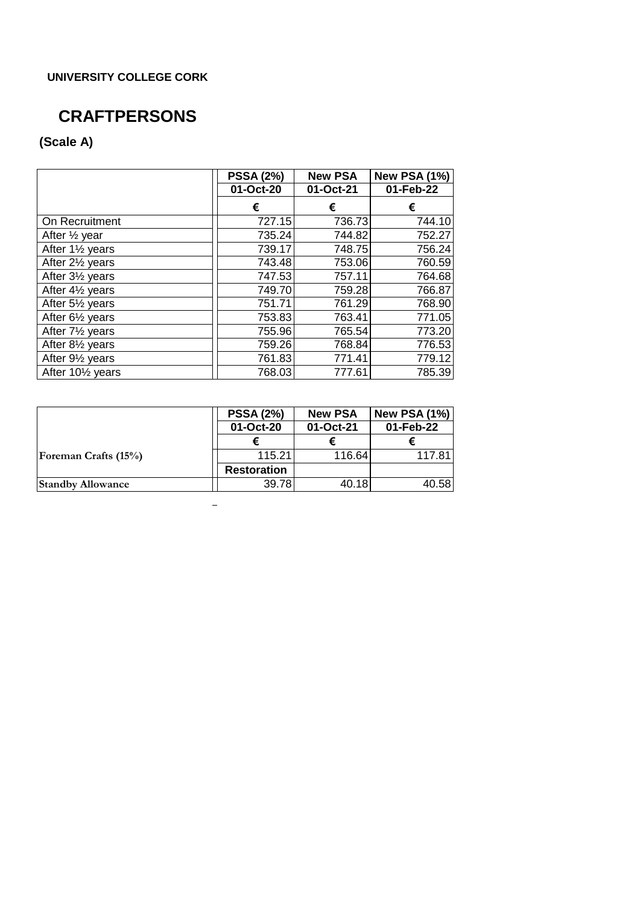**UNIVERSITY COLLEGE CORK**

# CRAFTPERSONS

**(Scale A)**

| | PSSA (2%) | New PSA | New PSA (1%) |
|---|---|---|---|
| | 01-Oct-20 | 01-Oct-21 | 01-Feb-22 |
| | € | € | € |
| On Recruitment | 727.15 | 736.73 | 744.10 |
| After ½ year | 735.24 | 744.82 | 752.27 |
| After 1½ years | 739.17 | 748.75 | 756.24 |
| After 2½ years | 743.48 | 753.06 | 760.59 |
| After 3½ years | 747.53 | 757.11 | 764.68 |
| After 4½ years | 749.70 | 759.28 | 766.87 |
| After 5½ years | 751.71 | 761.29 | 768.90 |
| After 6½ years | 753.83 | 763.41 | 771.05 |
| After 7½ years | 755.96 | 765.54 | 773.20 |
| After 8½ years | 759.26 | 768.84 | 776.53 |
| After 9½ years | 761.83 | 771.41 | 779.12 |
| After 10½ years | 768.03 | 777.61 | 785.39 |

| | PSSA (2%) | New PSA | New PSA (1%) |
|---|---|---|---|
| | 01-Oct-20 | 01-Oct-21 | 01-Feb-22 |
| | € | € | € |
| Foreman Crafts (15%) | 115.21 | 116.64 | 117.81 |
| | Restoration | | |
| Standby Allowance | 39.78 | 40.18 | 40.58 |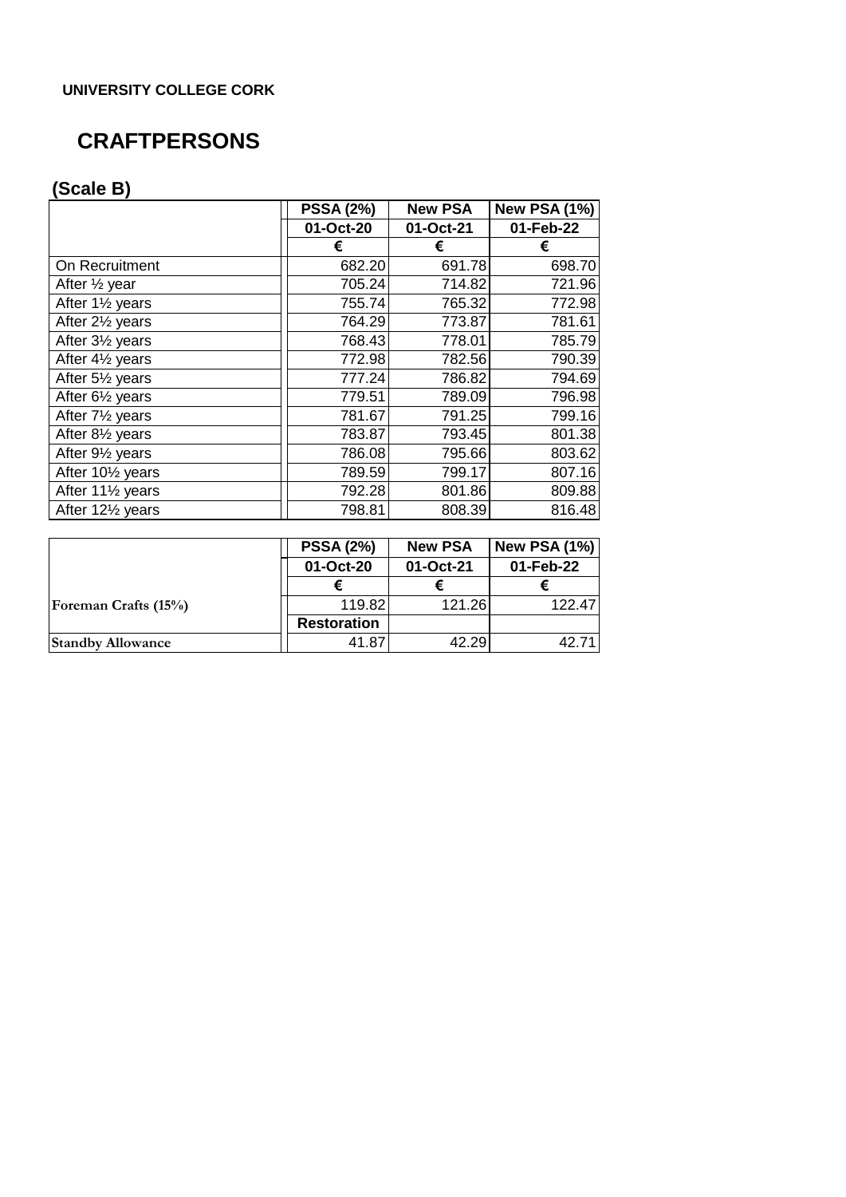**UNIVERSITY COLLEGE CORK**

# CRAFTPERSONS

## (Scale B)

| | PSSA (2%) | New PSA | New PSA (1%) |
|---|---|---|---|
| | 01-Oct-20 | 01-Oct-21 | 01-Feb-22 |
| | € | € | € |
| On Recruitment | 682.20 | 691.78 | 698.70 |
| After ½ year | 705.24 | 714.82 | 721.96 |
| After 1½ years | 755.74 | 765.32 | 772.98 |
| After 2½ years | 764.29 | 773.87 | 781.61 |
| After 3½ years | 768.43 | 778.01 | 785.79 |
| After 4½ years | 772.98 | 782.56 | 790.39 |
| After 5½ years | 777.24 | 786.82 | 794.69 |
| After 6½ years | 779.51 | 789.09 | 796.98 |
| After 7½ years | 781.67 | 791.25 | 799.16 |
| After 8½ years | 783.87 | 793.45 | 801.38 |
| After 9½ years | 786.08 | 795.66 | 803.62 |
| After 10½ years | 789.59 | 799.17 | 807.16 |
| After 11½ years | 792.28 | 801.86 | 809.88 |
| After 12½ years | 798.81 | 808.39 | 816.48 |

| | PSSA (2%) | New PSA | New PSA (1%) |
|---|---|---|---|
| | 01-Oct-20 | 01-Oct-21 | 01-Feb-22 |
| | € | € | € |
| Foreman Crafts (15%) | 119.82 | 121.26 | 122.47 |
| | Restoration | | |
| Standby Allowance | 41.87 | 42.29 | 42.71 |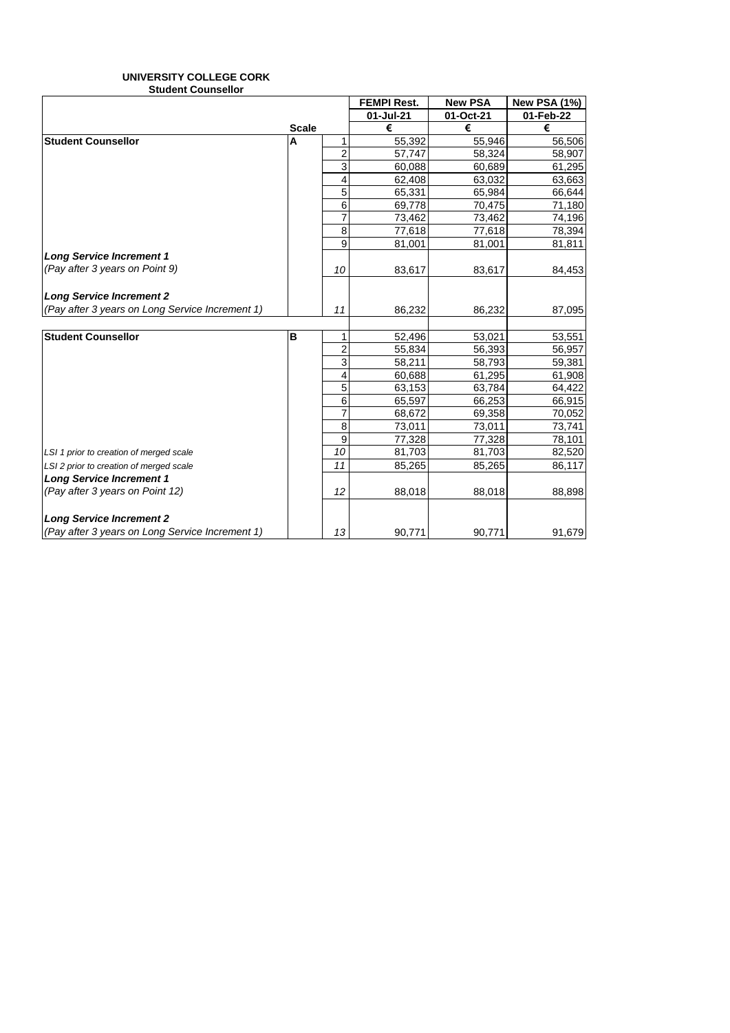**UNIVERSITY COLLEGE CORK**
**Student Counsellor**

| | Scale | | FEMPI Rest. | New PSA | New PSA (1%) |
|---|---|---|---|---|---|
| | | | 01-Jul-21 | 01-Oct-21 | 01-Feb-22 |
| | | | € | € | € |
| **Student Counsellor** | **A** | 1 | 55,392 | 55,946 | 56,506 |
| | | 2 | 57,747 | 58,324 | 58,907 |
| | | 3 | 60,088 | 60,689 | 61,295 |
| | | 4 | 62,408 | 63,032 | 63,663 |
| | | 5 | 65,331 | 65,984 | 66,644 |
| | | 6 | 69,778 | 70,475 | 71,180 |
| | | 7 | 73,462 | 73,462 | 74,196 |
| | | 8 | 77,618 | 77,618 | 78,394 |
| | | 9 | 81,001 | 81,001 | 81,811 |
| ***Long Service Increment 1*** *(Pay after 3 years on Point 9)* | | *10* | 83,617 | 83,617 | 84,453 |
| ***Long Service Increment 2*** *(Pay after 3 years on Long Service Increment 1)* | | *11* | 86,232 | 86,232 | 87,095 |
| | | | | | |
| **Student Counsellor** | **B** | 1 | 52,496 | 53,021 | 53,551 |
| | | 2 | 55,834 | 56,393 | 56,957 |
| | | 3 | 58,211 | 58,793 | 59,381 |
| | | 4 | 60,688 | 61,295 | 61,908 |
| | | 5 | 63,153 | 63,784 | 64,422 |
| | | 6 | 65,597 | 66,253 | 66,915 |
| | | 7 | 68,672 | 69,358 | 70,052 |
| | | 8 | 73,011 | 73,011 | 73,741 |
| | | 9 | 77,328 | 77,328 | 78,101 |
| *LSI 1 prior to creation of merged scale* | | *10* | 81,703 | 81,703 | 82,520 |
| *LSI 2 prior to creation of merged scale* | | *11* | 85,265 | 85,265 | 86,117 |
| ***Long Service Increment 1*** *(Pay after 3 years on Point 12)* | | *12* | 88,018 | 88,018 | 88,898 |
| ***Long Service Increment 2*** *(Pay after 3 years on Long Service Increment 1)* | | *13* | 90,771 | 90,771 | 91,679 |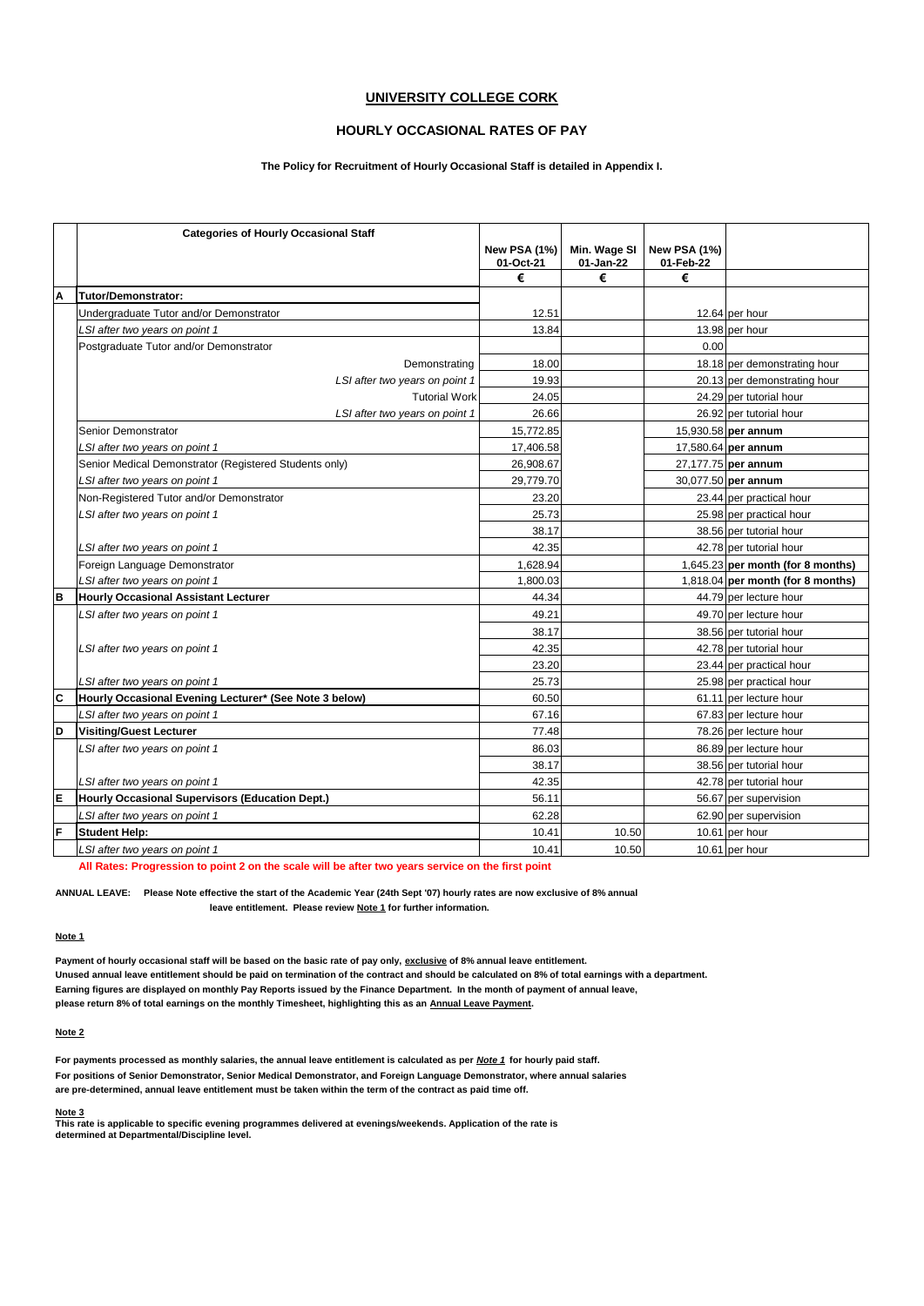# UNIVERSITY COLLEGE CORK

## HOURLY OCCASIONAL RATES OF PAY

**The Policy for Recruitment of Hourly Occasional Staff is detailed in Appendix I.**

| | Categories of Hourly Occasional Staff | New PSA (1%) 01-Oct-21 | Min. Wage SI 01-Jan-22 | New PSA (1%) 01-Feb-22 | |
|---|---|---|---|---|---|
| | | € | € | € | |
| **A** | **Tutor/Demonstrator:** | | | | |
| | Undergraduate Tutor and/or Demonstrator | 12.51 | | 12.64 | per hour |
| | *LSI after two years on point 1* | 13.84 | | 13.98 | per hour |
| | Postgraduate Tutor and/or Demonstrator | | | 0.00 | |
| | Demonstrating | 18.00 | | 18.18 | per demonstrating hour |
| | *LSI after two years on point 1* | 19.93 | | 20.13 | per demonstrating hour |
| | Tutorial Work | 24.05 | | 24.29 | per tutorial hour |
| | *LSI after two years on point 1* | 26.66 | | 26.92 | per tutorial hour |
| | Senior Demonstrator | 15,772.85 | | 15,930.58 | **per annum** |
| | *LSI after two years on point 1* | 17,406.58 | | 17,580.64 | **per annum** |
| | Senior Medical Demonstrator (Registered Students only) | 26,908.67 | | 27,177.75 | **per annum** |
| | *LSI after two years on point 1* | 29,779.70 | | 30,077.50 | **per annum** |
| | Non-Registered Tutor and/or Demonstrator | 23.20 | | 23.44 | per practical hour |
| | *LSI after two years on point 1* | 25.73 | | 25.98 | per practical hour |
| | | 38.17 | | 38.56 | per tutorial hour |
| | *LSI after two years on point 1* | 42.35 | | 42.78 | per tutorial hour |
| | Foreign Language Demonstrator | 1,628.94 | | 1,645.23 | **per month (for 8 months)** |
| | *LSI after two years on point 1* | 1,800.03 | | 1,818.04 | **per month (for 8 months)** |
| **B** | **Hourly Occasional Assistant Lecturer** | 44.34 | | 44.79 | per lecture hour |
| | *LSI after two years on point 1* | 49.21 | | 49.70 | per lecture hour |
| | | 38.17 | | 38.56 | per tutorial hour |
| | *LSI after two years on point 1* | 42.35 | | 42.78 | per tutorial hour |
| | | 23.20 | | 23.44 | per practical hour |
| | *LSI after two years on point 1* | 25.73 | | 25.98 | per practical hour |
| **C** | **Hourly Occasional Evening Lecturer\* (See Note 3 below)** | 60.50 | | 61.11 | per lecture hour |
| | *LSI after two years on point 1* | 67.16 | | 67.83 | per lecture hour |
| **D** | **Visiting/Guest Lecturer** | 77.48 | | 78.26 | per lecture hour |
| | *LSI after two years on point 1* | 86.03 | | 86.89 | per lecture hour |
| | | 38.17 | | 38.56 | per tutorial hour |
| | *LSI after two years on point 1* | 42.35 | | 42.78 | per tutorial hour |
| **E** | **Hourly Occasional Supervisors (Education Dept.)** | 56.11 | | 56.67 | per supervision |
| | *LSI after two years on point 1* | 62.28 | | 62.90 | per supervision |
| **F** | **Student Help:** | 10.41 | 10.50 | 10.61 | per hour |
| | *LSI after two years on point 1* | 10.41 | 10.50 | 10.61 | per hour |

**All Rates: Progression to point 2 on the scale will be after two years service on the first point**

**ANNUAL LEAVE: Please Note effective the start of the Academic Year (24th Sept '07) hourly rates are now exclusive of 8% annual leave entitlement. Please review Note 1 for further information.**

**Note 1**

**Payment of hourly occasional staff will be based on the basic rate of pay only, exclusive of 8% annual leave entitlement.**
**Unused annual leave entitlement should be paid on termination of the contract and should be calculated on 8% of total earnings with a department.**
**Earning figures are displayed on monthly Pay Reports issued by the Finance Department. In the month of payment of annual leave, please return 8% of total earnings on the monthly Timesheet, highlighting this as an Annual Leave Payment.**

**Note 2**

**For payments processed as monthly salaries, the annual leave entitlement is calculated as per *Note 1* for hourly paid staff.**
**For positions of Senior Demonstrator, Senior Medical Demonstrator, and Foreign Language Demonstrator, where annual salaries are pre-determined, annual leave entitlement must be taken within the term of the contract as paid time off.**

**Note 3**

**This rate is applicable to specific evening programmes delivered at evenings/weekends. Application of the rate is determined at Departmental/Discipline level.**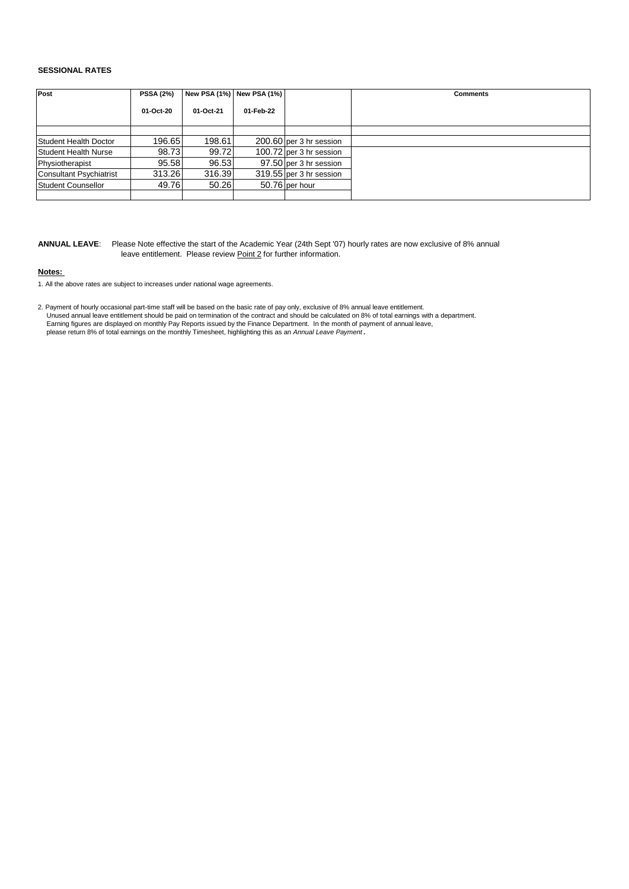**SESSIONAL RATES**

| Post | PSSA (2%) | New PSA (1%) | New PSA (1%) | | Comments |
|---|---|---|---|---|---|
| | 01-Oct-20 | 01-Oct-21 | 01-Feb-22 | | |
| | | | | | |
| Student Health Doctor | 196.65 | 198.61 | 200.60 | per 3 hr session | |
| Student Health Nurse | 98.73 | 99.72 | 100.72 | per 3 hr session | |
| Physiotherapist | 95.58 | 96.53 | 97.50 | per 3 hr session | |
| Consultant Psychiatrist | 313.26 | 316.39 | 319.55 | per 3 hr session | |
| Student Counsellor | 49.76 | 50.26 | 50.76 | per hour | |
| | | | | | |

**ANNUAL LEAVE**: Please Note effective the start of the Academic Year (24th Sept '07) hourly rates are now exclusive of 8% annual leave entitlement. Please review Point 2 for further information.

**Notes:**

1. All the above rates are subject to increases under national wage agreements.

2. Payment of hourly occasional part-time staff will be based on the basic rate of pay only, exclusive of 8% annual leave entitlement. Unused annual leave entitlement should be paid on termination of the contract and should be calculated on 8% of total earnings with a department. Earning figures are displayed on monthly Pay Reports issued by the Finance Department. In the month of payment of annual leave, please return 8% of total earnings on the monthly Timesheet, highlighting this as an *Annual Leave Payment*.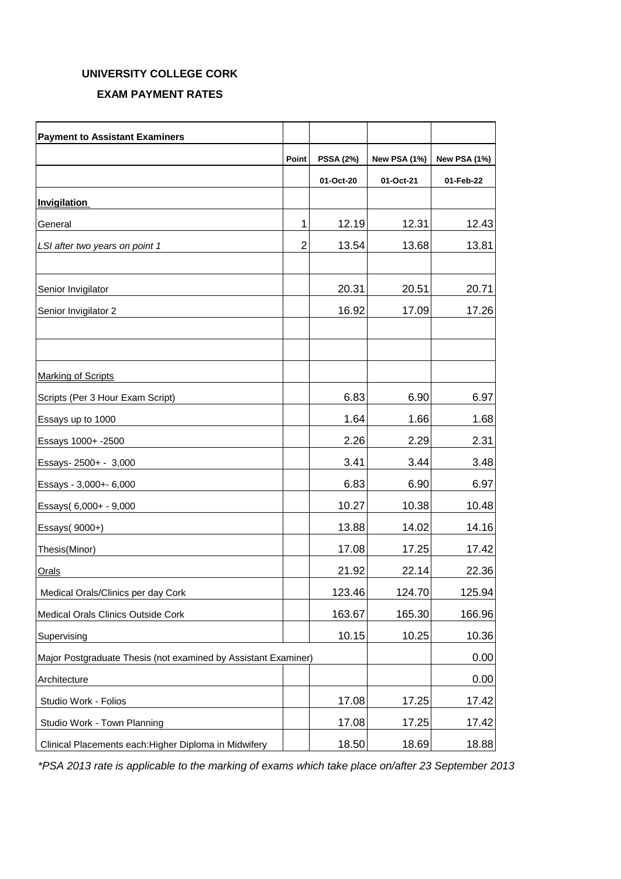**UNIVERSITY COLLEGE CORK**

**EXAM PAYMENT RATES**

| **Payment to Assistant Examiners** | | | | |
|---|---|---|---|---|
| | **Point** | **PSSA (2%)** | **New PSA (1%)** | **New PSA (1%)** |
| | | **01-Oct-20** | **01-Oct-21** | **01-Feb-22** |
| **Invigilation** | | | | |
| General | 1 | 12.19 | 12.31 | 12.43 |
| *LSI after two years on point 1* | 2 | 13.54 | 13.68 | 13.81 |
| | | | | |
| Senior Invigilator | | 20.31 | 20.51 | 20.71 |
| Senior Invigilator 2 | | 16.92 | 17.09 | 17.26 |
| | | | | |
| | | | | |
| Marking of Scripts | | | | |
| Scripts (Per 3 Hour Exam Script) | | 6.83 | 6.90 | 6.97 |
| Essays up to 1000 | | 1.64 | 1.66 | 1.68 |
| Essays 1000+ -2500 | | 2.26 | 2.29 | 2.31 |
| Essays- 2500+ - 3,000 | | 3.41 | 3.44 | 3.48 |
| Essays - 3,000+- 6,000 | | 6.83 | 6.90 | 6.97 |
| Essays( 6,000+ - 9,000 | | 10.27 | 10.38 | 10.48 |
| Essays( 9000+) | | 13.88 | 14.02 | 14.16 |
| Thesis(Minor) | | 17.08 | 17.25 | 17.42 |
| Orals | | 21.92 | 22.14 | 22.36 |
| Medical Orals/Clinics per day Cork | | 123.46 | 124.70 | 125.94 |
| Medical Orals Clinics Outside Cork | | 163.67 | 165.30 | 166.96 |
| Supervising | | 10.15 | 10.25 | 10.36 |
| Major Postgraduate Thesis (not examined by Assistant Examiner) | | | | 0.00 |
| Architecture | | | | 0.00 |
| Studio Work - Folios | | 17.08 | 17.25 | 17.42 |
| Studio Work - Town Planning | | 17.08 | 17.25 | 17.42 |
| Clinical Placements each:Higher Diploma in Midwifery | | 18.50 | 18.69 | 18.88 |

*\*PSA 2013 rate is applicable to the marking of exams which take place on/after 23 September 2013*